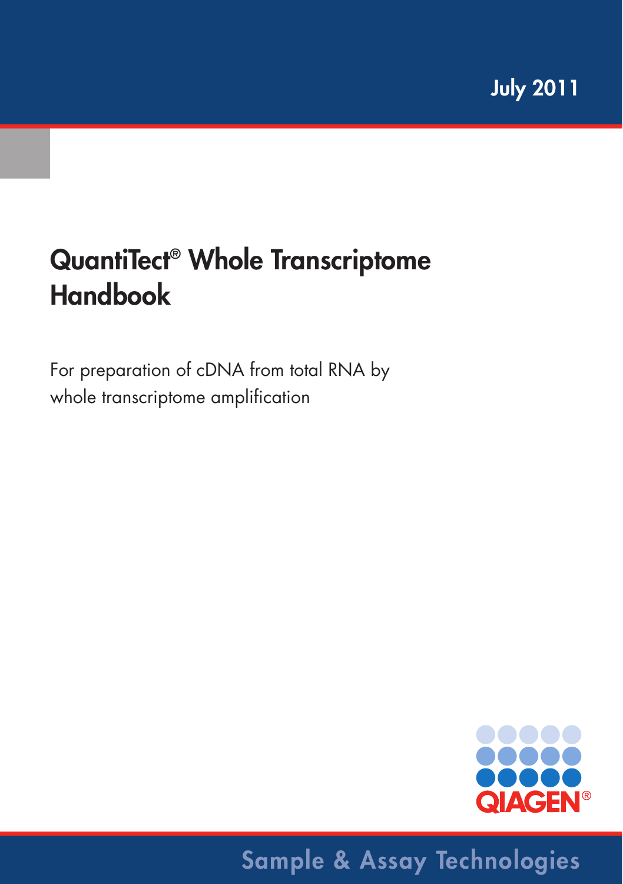July 2011

# QuantiTect® Whole Transcriptome Handbook

For preparation of cDNA from total RNA by whole transcriptome amplification

QIAGEN®

Sample & Assay Technologies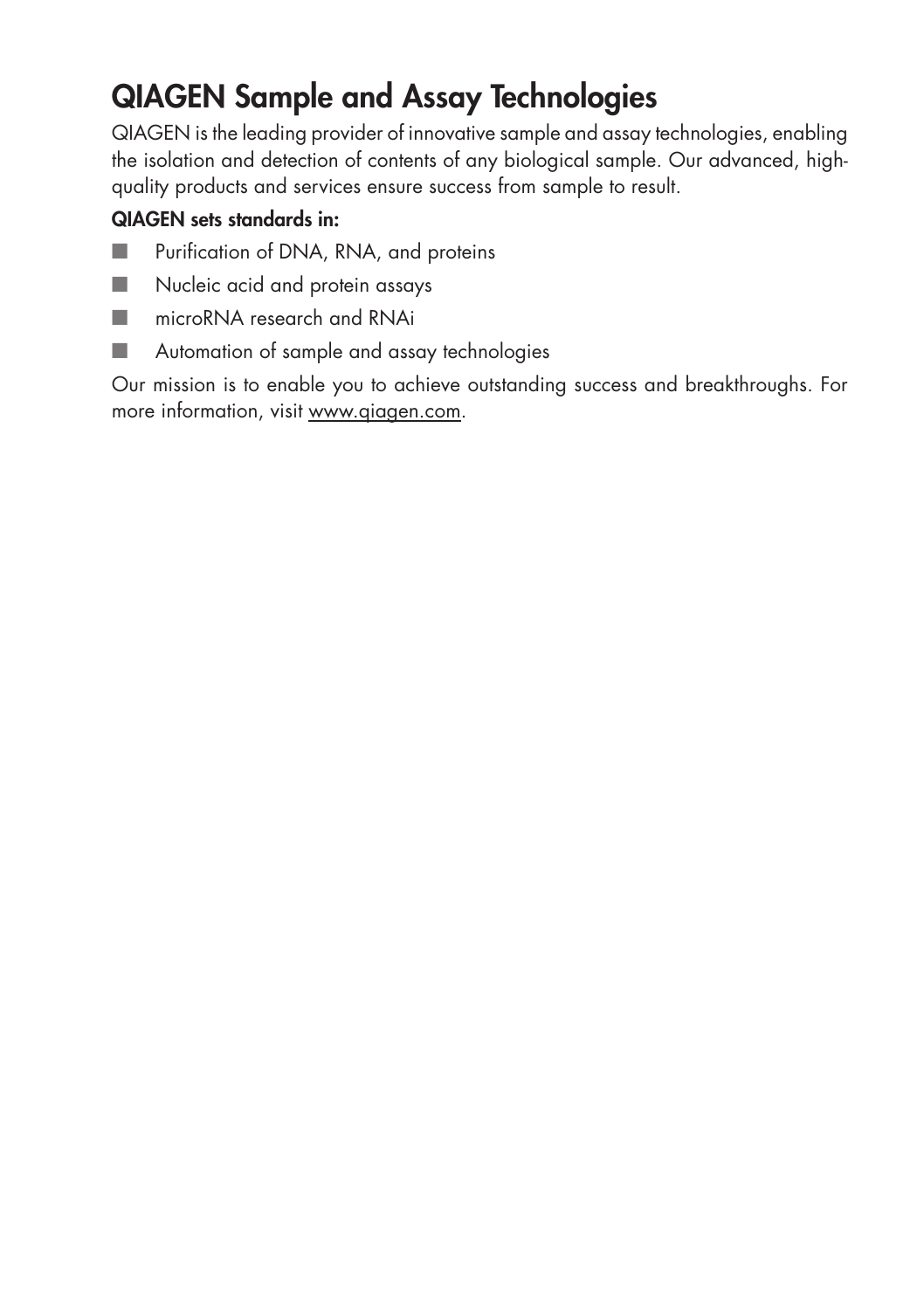# QIAGEN Sample and Assay Technologies

QIAGEN is the leading provider of innovative sample and assay technologies, enabling the isolation and detection of contents of any biological sample. Our advanced, high-quality products and services ensure success from sample to result.

**QIAGEN sets standards in:**

- Purification of DNA, RNA, and proteins
- Nucleic acid and protein assays
- microRNA research and RNAi
- Automation of sample and assay technologies

Our mission is to enable you to achieve outstanding success and breakthroughs. For more information, visit www.qiagen.com.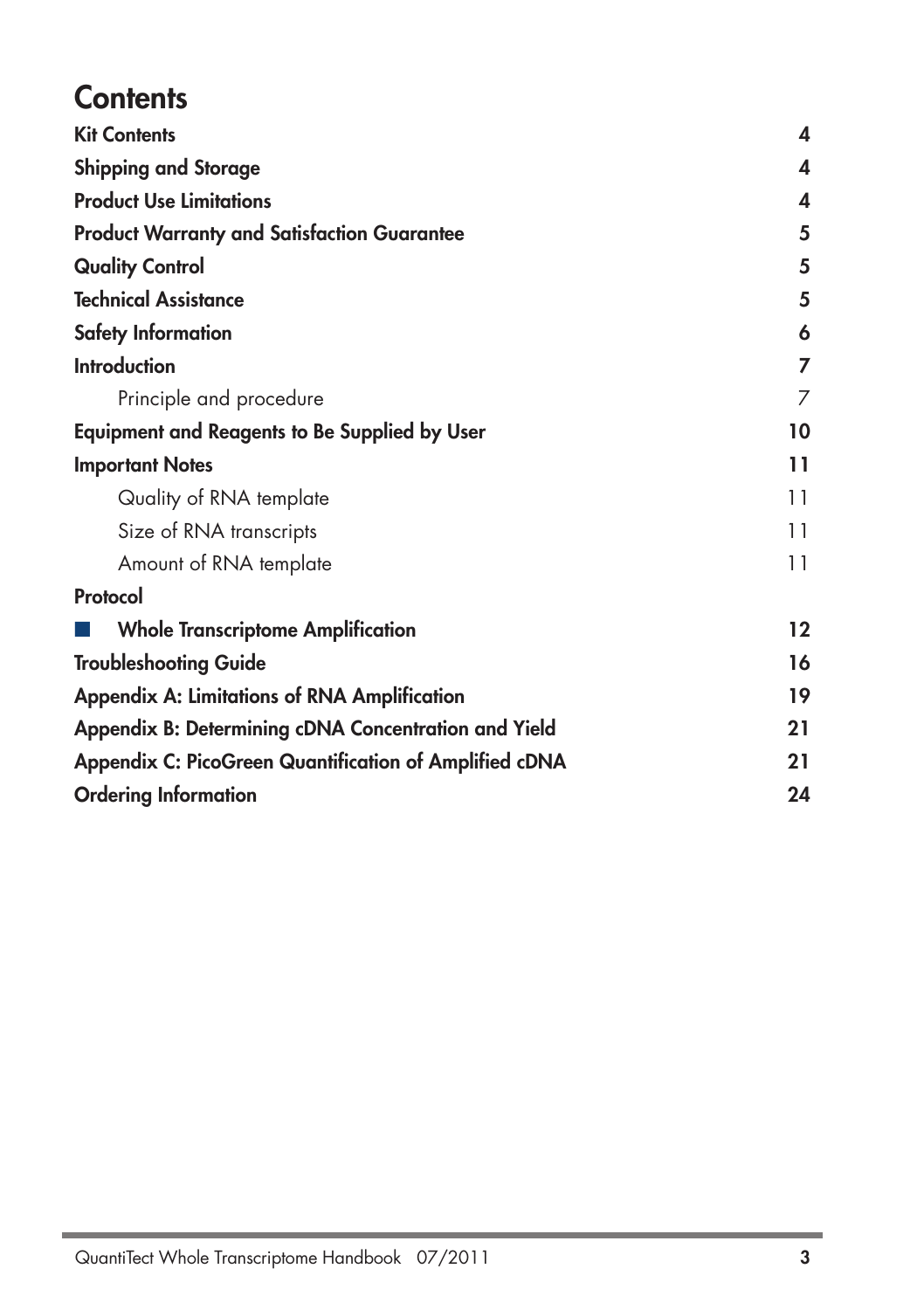# Contents

| | |
|---|---|
| **Kit Contents** | **4** |
| **Shipping and Storage** | **4** |
| **Product Use Limitations** | **4** |
| **Product Warranty and Satisfaction Guarantee** | **5** |
| **Quality Control** | **5** |
| **Technical Assistance** | **5** |
| **Safety Information** | **6** |
| **Introduction** | **7** |
| Principle and procedure | 7 |
| **Equipment and Reagents to Be Supplied by User** | **10** |
| **Important Notes** | **11** |
| Quality of RNA template | 11 |
| Size of RNA transcripts | 11 |
| Amount of RNA template | 11 |
| **Protocol** | |
| ■ **Whole Transcriptome Amplification** | **12** |
| **Troubleshooting Guide** | **16** |
| **Appendix A: Limitations of RNA Amplification** | **19** |
| **Appendix B: Determining cDNA Concentration and Yield** | **21** |
| **Appendix C: PicoGreen Quantification of Amplified cDNA** | **21** |
| **Ordering Information** | **24** |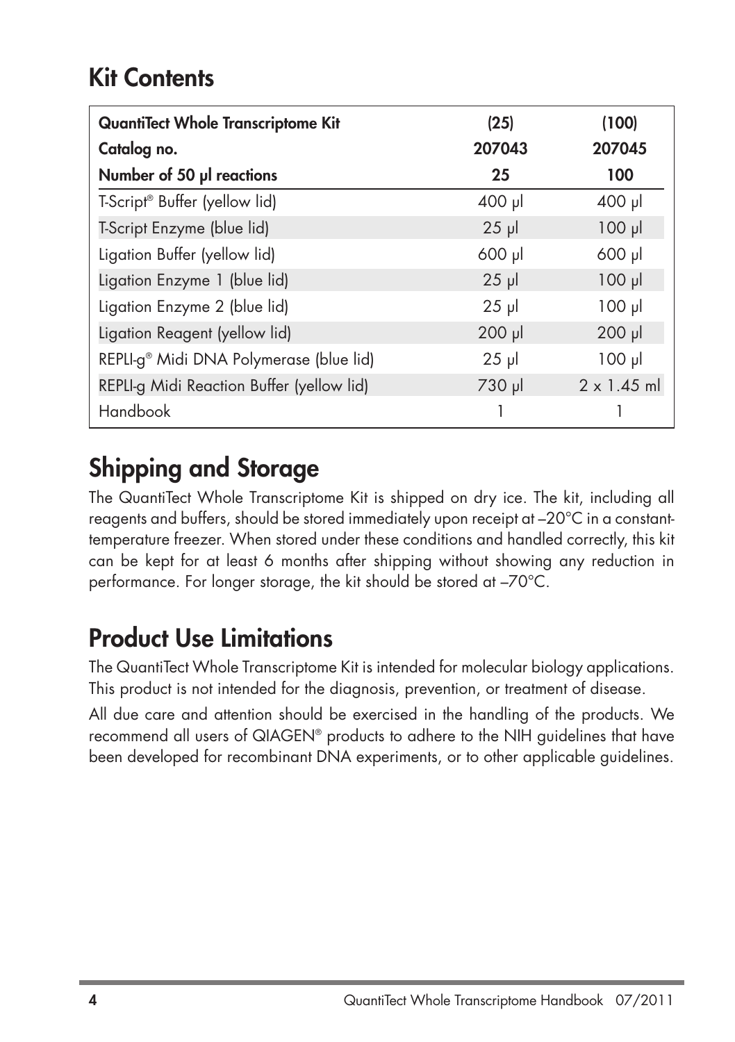## Kit Contents

| QuantiTect Whole Transcriptome Kit | (25) | (100) |
|---|---|---|
| **Catalog no.** | **207043** | **207045** |
| **Number of 50 µl reactions** | **25** | **100** |
| T-Script® Buffer (yellow lid) | 400 µl | 400 µl |
| T-Script Enzyme (blue lid) | 25 µl | 100 µl |
| Ligation Buffer (yellow lid) | 600 µl | 600 µl |
| Ligation Enzyme 1 (blue lid) | 25 µl | 100 µl |
| Ligation Enzyme 2 (blue lid) | 25 µl | 100 µl |
| Ligation Reagent (yellow lid) | 200 µl | 200 µl |
| REPLI-g® Midi DNA Polymerase (blue lid) | 25 µl | 100 µl |
| REPLI-g Midi Reaction Buffer (yellow lid) | 730 µl | 2 x 1.45 ml |
| Handbook | 1 | 1 |

## Shipping and Storage

The QuantiTect Whole Transcriptome Kit is shipped on dry ice. The kit, including all reagents and buffers, should be stored immediately upon receipt at –20°C in a constant-temperature freezer. When stored under these conditions and handled correctly, this kit can be kept for at least 6 months after shipping without showing any reduction in performance. For longer storage, the kit should be stored at –70°C.

## Product Use Limitations

The QuantiTect Whole Transcriptome Kit is intended for molecular biology applications. This product is not intended for the diagnosis, prevention, or treatment of disease.

All due care and attention should be exercised in the handling of the products. We recommend all users of QIAGEN® products to adhere to the NIH guidelines that have been developed for recombinant DNA experiments, or to other applicable guidelines.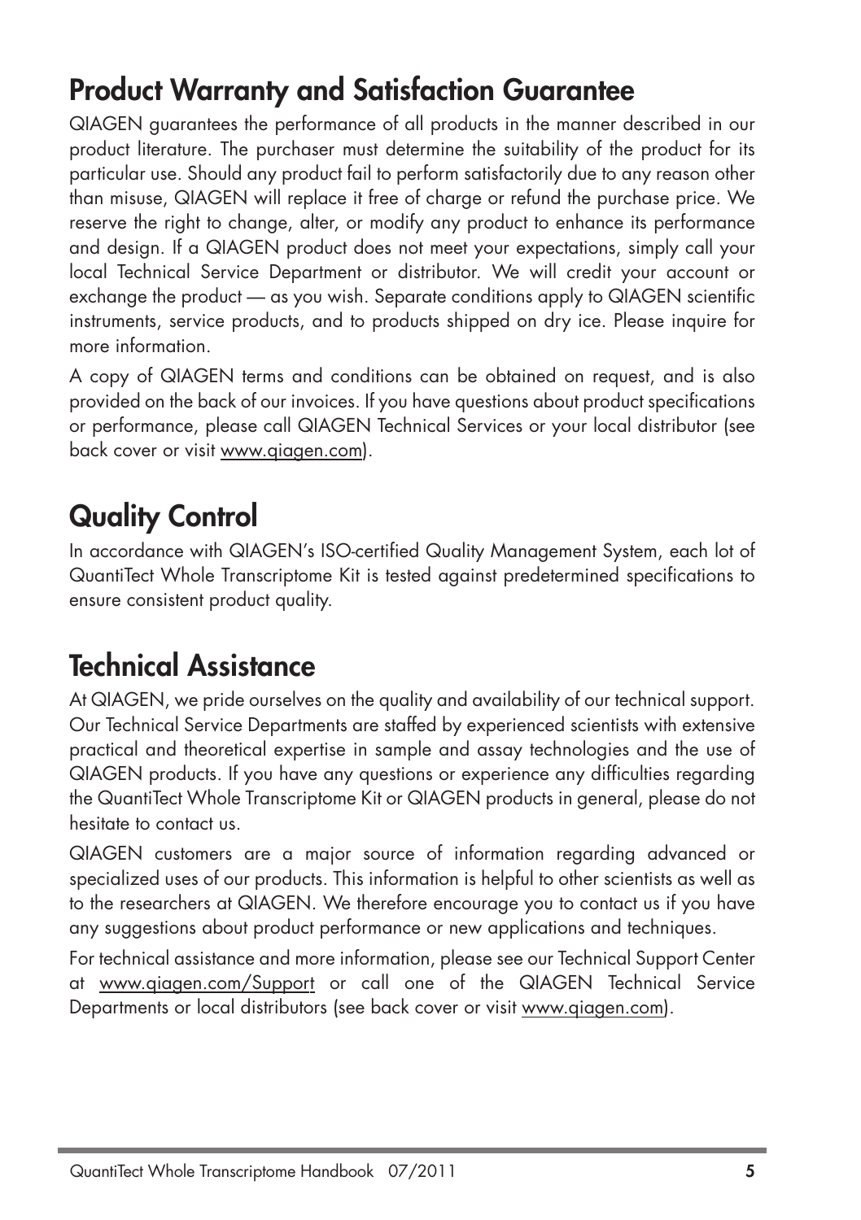## Product Warranty and Satisfaction Guarantee

QIAGEN guarantees the performance of all products in the manner described in our product literature. The purchaser must determine the suitability of the product for its particular use. Should any product fail to perform satisfactorily due to any reason other than misuse, QIAGEN will replace it free of charge or refund the purchase price. We reserve the right to change, alter, or modify any product to enhance its performance and design. If a QIAGEN product does not meet your expectations, simply call your local Technical Service Department or distributor. We will credit your account or exchange the product — as you wish. Separate conditions apply to QIAGEN scientific instruments, service products, and to products shipped on dry ice. Please inquire for more information.

A copy of QIAGEN terms and conditions can be obtained on request, and is also provided on the back of our invoices. If you have questions about product specifications or performance, please call QIAGEN Technical Services or your local distributor (see back cover or visit www.qiagen.com).

## Quality Control

In accordance with QIAGEN's ISO-certified Quality Management System, each lot of QuantiTect Whole Transcriptome Kit is tested against predetermined specifications to ensure consistent product quality.

## Technical Assistance

At QIAGEN, we pride ourselves on the quality and availability of our technical support. Our Technical Service Departments are staffed by experienced scientists with extensive practical and theoretical expertise in sample and assay technologies and the use of QIAGEN products. If you have any questions or experience any difficulties regarding the QuantiTect Whole Transcriptome Kit or QIAGEN products in general, please do not hesitate to contact us.

QIAGEN customers are a major source of information regarding advanced or specialized uses of our products. This information is helpful to other scientists as well as to the researchers at QIAGEN. We therefore encourage you to contact us if you have any suggestions about product performance or new applications and techniques.

For technical assistance and more information, please see our Technical Support Center at www.qiagen.com/Support or call one of the QIAGEN Technical Service Departments or local distributors (see back cover or visit www.qiagen.com).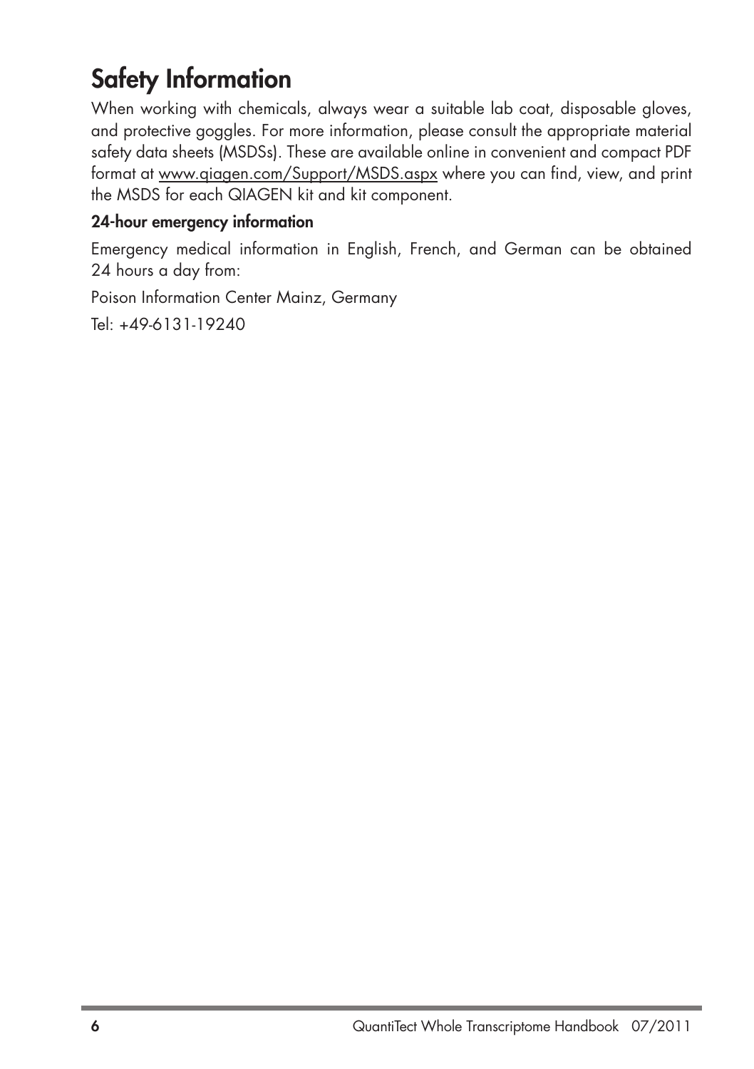# Safety Information

When working with chemicals, always wear a suitable lab coat, disposable gloves, and protective goggles. For more information, please consult the appropriate material safety data sheets (MSDSs). These are available online in convenient and compact PDF format at www.qiagen.com/Support/MSDS.aspx where you can find, view, and print the MSDS for each QIAGEN kit and kit component.

**24-hour emergency information**

Emergency medical information in English, French, and German can be obtained 24 hours a day from:

Poison Information Center Mainz, Germany

Tel: +49-6131-19240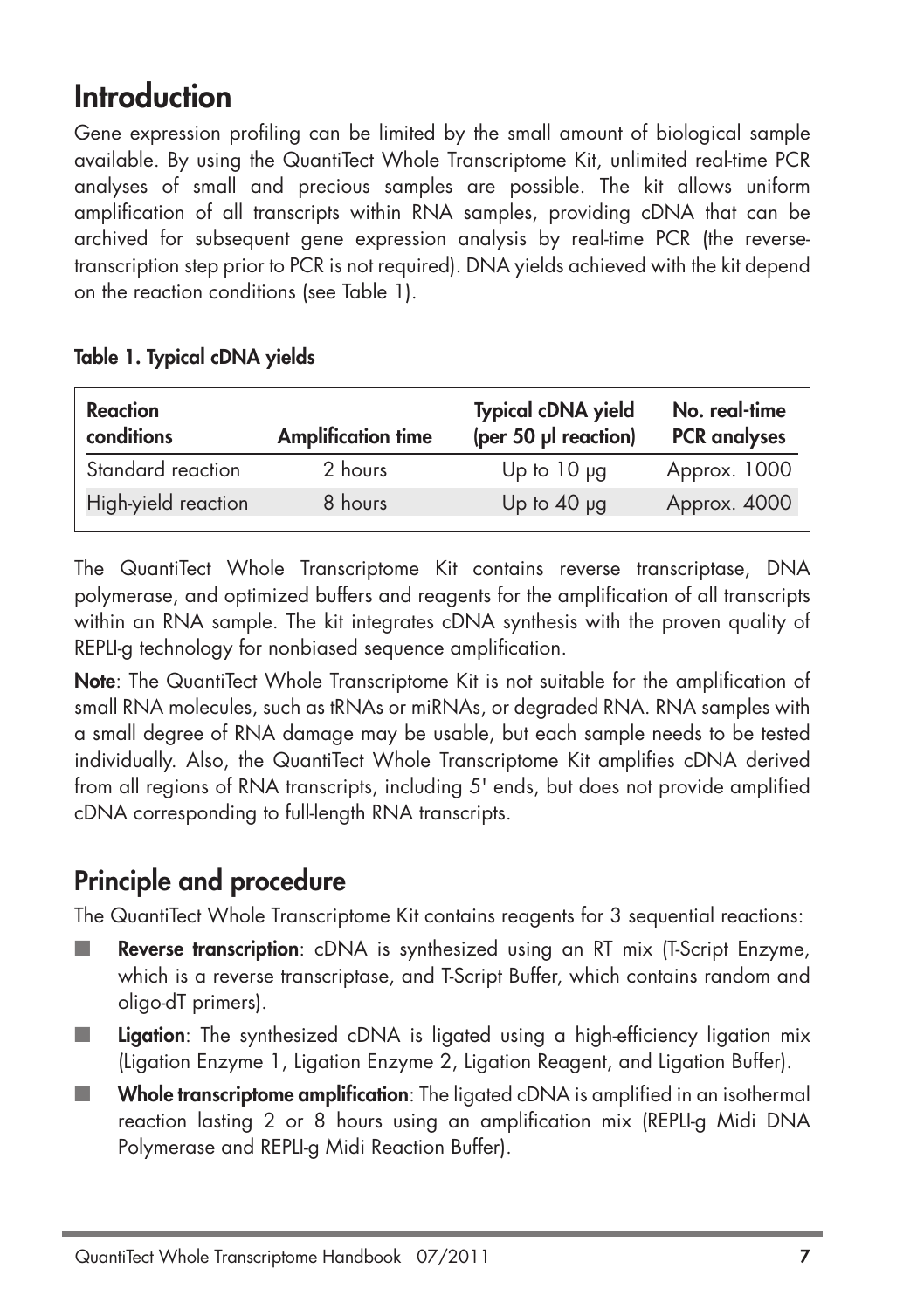# Introduction

Gene expression profiling can be limited by the small amount of biological sample available. By using the QuantiTect Whole Transcriptome Kit, unlimited real-time PCR analyses of small and precious samples are possible. The kit allows uniform amplification of all transcripts within RNA samples, providing cDNA that can be archived for subsequent gene expression analysis by real-time PCR (the reverse-transcription step prior to PCR is not required). DNA yields achieved with the kit depend on the reaction conditions (see Table 1).

**Table 1. Typical cDNA yields**

| Reaction conditions | Amplification time | Typical cDNA yield (per 50 µl reaction) | No. real-time PCR analyses |
| --- | --- | --- | --- |
| Standard reaction | 2 hours | Up to 10 µg | Approx. 1000 |
| High-yield reaction | 8 hours | Up to 40 µg | Approx. 4000 |

The QuantiTect Whole Transcriptome Kit contains reverse transcriptase, DNA polymerase, and optimized buffers and reagents for the amplification of all transcripts within an RNA sample. The kit integrates cDNA synthesis with the proven quality of REPLI-g technology for nonbiased sequence amplification.

**Note**: The QuantiTect Whole Transcriptome Kit is not suitable for the amplification of small RNA molecules, such as tRNAs or miRNAs, or degraded RNA. RNA samples with a small degree of RNA damage may be usable, but each sample needs to be tested individually. Also, the QuantiTect Whole Transcriptome Kit amplifies cDNA derived from all regions of RNA transcripts, including 5' ends, but does not provide amplified cDNA corresponding to full-length RNA transcripts.

## Principle and procedure

The QuantiTect Whole Transcriptome Kit contains reagents for 3 sequential reactions:

- **Reverse transcription**: cDNA is synthesized using an RT mix (T-Script Enzyme, which is a reverse transcriptase, and T-Script Buffer, which contains random and oligo-dT primers).
- **Ligation**: The synthesized cDNA is ligated using a high-efficiency ligation mix (Ligation Enzyme 1, Ligation Enzyme 2, Ligation Reagent, and Ligation Buffer).
- **Whole transcriptome amplification**: The ligated cDNA is amplified in an isothermal reaction lasting 2 or 8 hours using an amplification mix (REPLI-g Midi DNA Polymerase and REPLI-g Midi Reaction Buffer).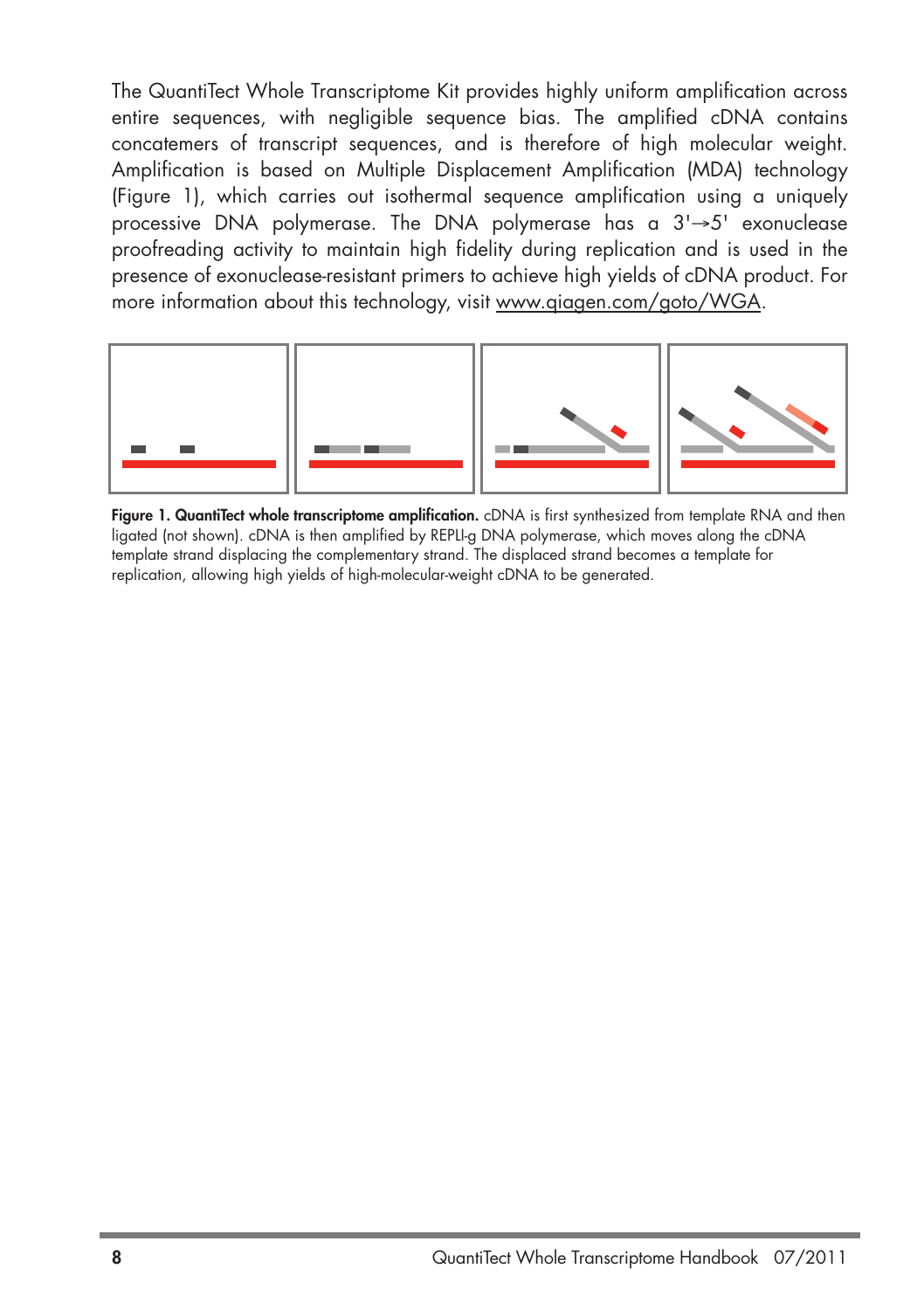The QuantiTect Whole Transcriptome Kit provides highly uniform amplification across entire sequences, with negligible sequence bias. The amplified cDNA contains concatemers of transcript sequences, and is therefore of high molecular weight. Amplification is based on Multiple Displacement Amplification (MDA) technology (Figure 1), which carries out isothermal sequence amplification using a uniquely processive DNA polymerase. The DNA polymerase has a 3'→5' exonuclease proofreading activity to maintain high fidelity during replication and is used in the presence of exonuclease-resistant primers to achieve high yields of cDNA product. For more information about this technology, visit www.qiagen.com/goto/WGA.

**Figure 1. QuantiTect whole transcriptome amplification.** cDNA is first synthesized from template RNA and then ligated (not shown). cDNA is then amplified by REPLI-g DNA polymerase, which moves along the cDNA template strand displacing the complementary strand. The displaced strand becomes a template for replication, allowing high yields of high-molecular-weight cDNA to be generated.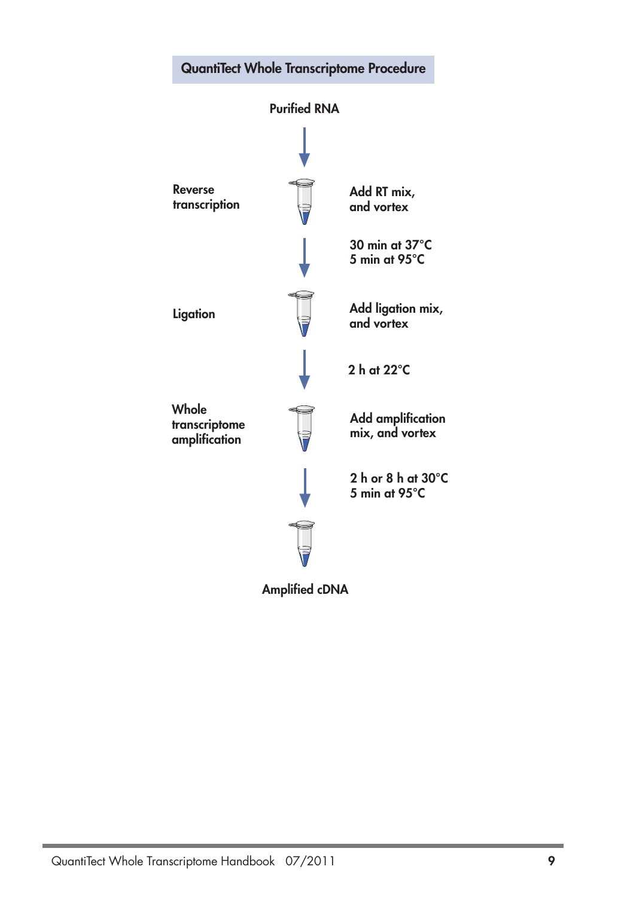## QuantiTect Whole Transcriptome Procedure

**Purified RNA**

↓

**Reverse transcription** — **Add RT mix, and vortex**

↓ **30 min at 37°C**
**5 min at 95°C**

**Ligation** — **Add ligation mix, and vortex**

↓ **2 h at 22°C**

**Whole transcriptome amplification** — **Add amplification mix, and vortex**

↓ **2 h or 8 h at 30°C**
**5 min at 95°C**

**Amplified cDNA**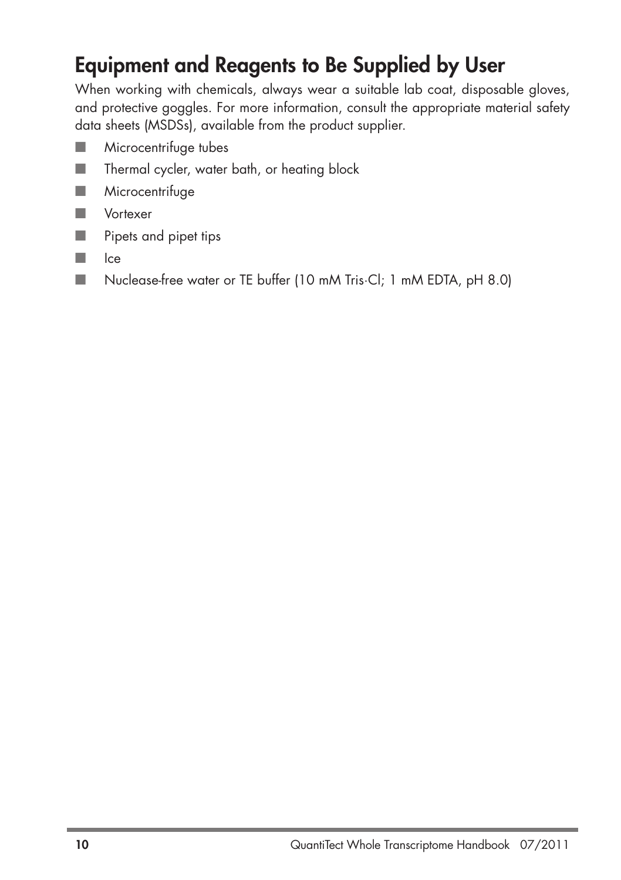# Equipment and Reagents to Be Supplied by User

When working with chemicals, always wear a suitable lab coat, disposable gloves, and protective goggles. For more information, consult the appropriate material safety data sheets (MSDSs), available from the product supplier.

- Microcentrifuge tubes
- Thermal cycler, water bath, or heating block
- Microcentrifuge
- Vortexer
- Pipets and pipet tips
- Ice
- Nuclease-free water or TE buffer (10 mM Tris·Cl; 1 mM EDTA, pH 8.0)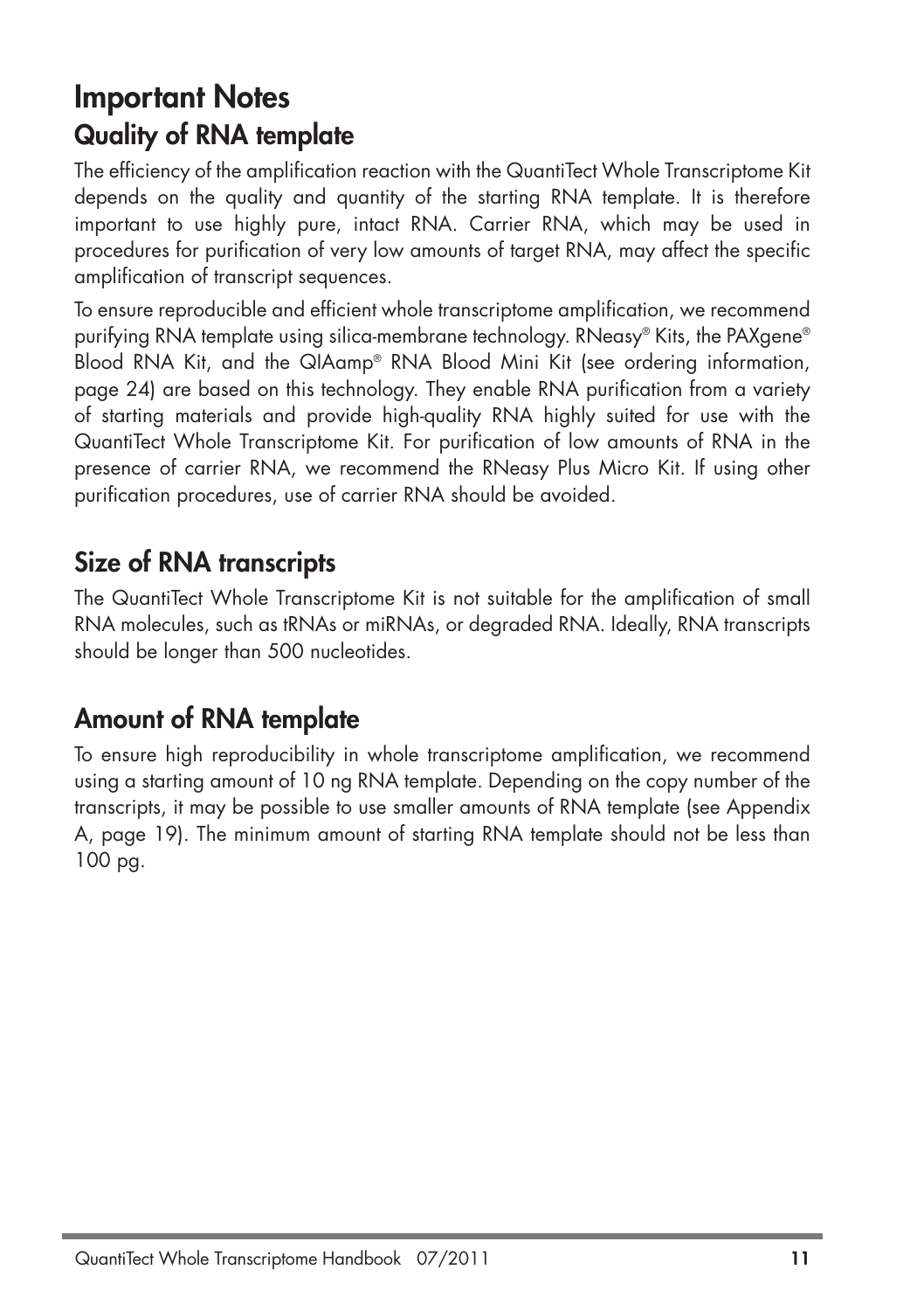# Important Notes

## Quality of RNA template

The efficiency of the amplification reaction with the QuantiTect Whole Transcriptome Kit depends on the quality and quantity of the starting RNA template. It is therefore important to use highly pure, intact RNA. Carrier RNA, which may be used in procedures for purification of very low amounts of target RNA, may affect the specific amplification of transcript sequences.

To ensure reproducible and efficient whole transcriptome amplification, we recommend purifying RNA template using silica-membrane technology. RNeasy® Kits, the PAXgene® Blood RNA Kit, and the QIAamp® RNA Blood Mini Kit (see ordering information, page 24) are based on this technology. They enable RNA purification from a variety of starting materials and provide high-quality RNA highly suited for use with the QuantiTect Whole Transcriptome Kit. For purification of low amounts of RNA in the presence of carrier RNA, we recommend the RNeasy Plus Micro Kit. If using other purification procedures, use of carrier RNA should be avoided.

## Size of RNA transcripts

The QuantiTect Whole Transcriptome Kit is not suitable for the amplification of small RNA molecules, such as tRNAs or miRNAs, or degraded RNA. Ideally, RNA transcripts should be longer than 500 nucleotides.

## Amount of RNA template

To ensure high reproducibility in whole transcriptome amplification, we recommend using a starting amount of 10 ng RNA template. Depending on the copy number of the transcripts, it may be possible to use smaller amounts of RNA template (see Appendix A, page 19). The minimum amount of starting RNA template should not be less than 100 pg.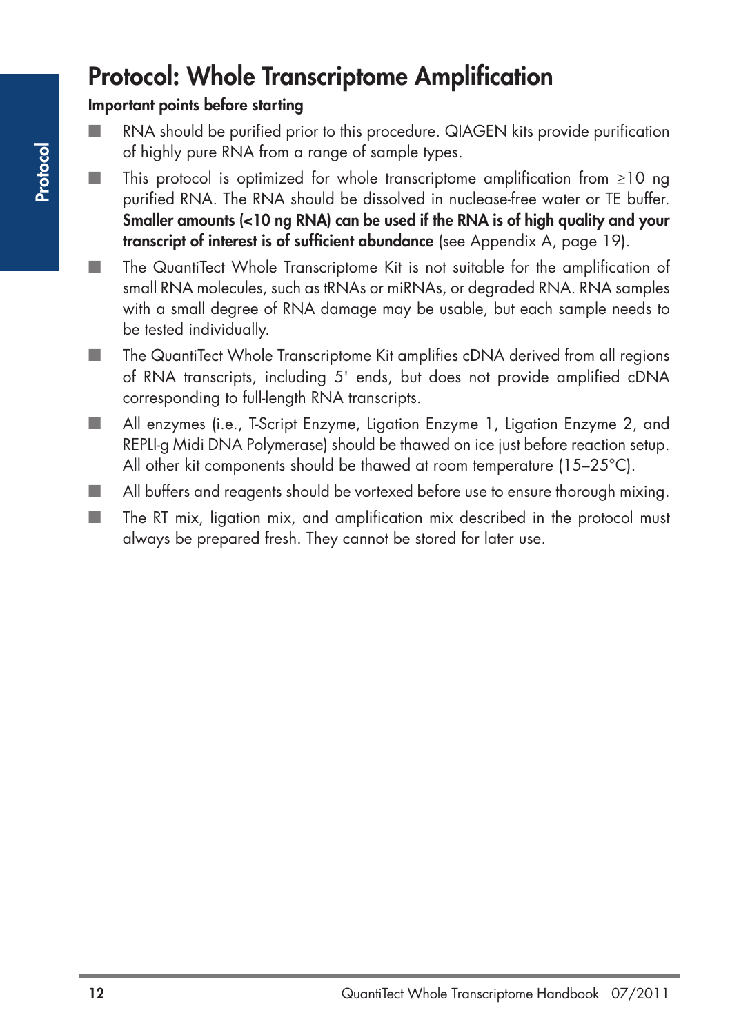# Protocol: Whole Transcriptome Amplification

**Important points before starting**

- RNA should be purified prior to this procedure. QIAGEN kits provide purification of highly pure RNA from a range of sample types.
- This protocol is optimized for whole transcriptome amplification from ≥10 ng purified RNA. The RNA should be dissolved in nuclease-free water or TE buffer. **Smaller amounts (<10 ng RNA) can be used if the RNA is of high quality and your transcript of interest is of sufficient abundance** (see Appendix A, page 19).
- The QuantiTect Whole Transcriptome Kit is not suitable for the amplification of small RNA molecules, such as tRNAs or miRNAs, or degraded RNA. RNA samples with a small degree of RNA damage may be usable, but each sample needs to be tested individually.
- The QuantiTect Whole Transcriptome Kit amplifies cDNA derived from all regions of RNA transcripts, including 5' ends, but does not provide amplified cDNA corresponding to full-length RNA transcripts.
- All enzymes (i.e., T-Script Enzyme, Ligation Enzyme 1, Ligation Enzyme 2, and REPLI-g Midi DNA Polymerase) should be thawed on ice just before reaction setup. All other kit components should be thawed at room temperature (15–25°C).
- All buffers and reagents should be vortexed before use to ensure thorough mixing.
- The RT mix, ligation mix, and amplification mix described in the protocol must always be prepared fresh. They cannot be stored for later use.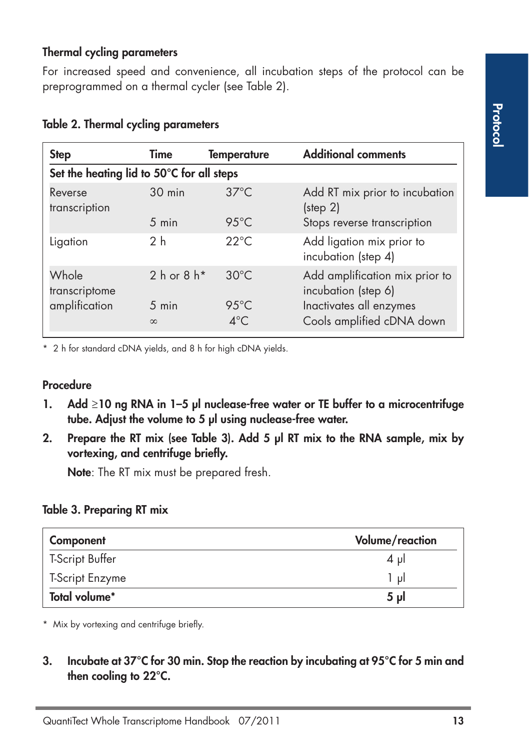### Thermal cycling parameters

For increased speed and convenience, all incubation steps of the protocol can be preprogrammed on a thermal cycler (see Table 2).

**Table 2. Thermal cycling parameters**

| Step | Time | Temperature | Additional comments |
|---|---|---|---|
| **Set the heating lid to 50°C for all steps** | | | |
| Reverse transcription | 30 min | 37°C | Add RT mix prior to incubation (step 2) |
| | 5 min | 95°C | Stops reverse transcription |
| Ligation | 2 h | 22°C | Add ligation mix prior to incubation (step 4) |
| Whole transcriptome amplification | 2 h or 8 h* | 30°C | Add amplification mix prior to incubation (step 6) |
| | 5 min | 95°C | Inactivates all enzymes |
| | ∞ | 4°C | Cools amplified cDNA down |

\* 2 h for standard cDNA yields, and 8 h for high cDNA yields.

### Procedure

1. **Add ≥10 ng RNA in 1–5 µl nuclease-free water or TE buffer to a microcentrifuge tube. Adjust the volume to 5 µl using nuclease-free water.**
2. **Prepare the RT mix (see Table 3). Add 5 µl RT mix to the RNA sample, mix by vortexing, and centrifuge briefly.**

   **Note**: The RT mix must be prepared fresh.

**Table 3. Preparing RT mix**

| Component | Volume/reaction |
|---|---|
| T-Script Buffer | 4 µl |
| T-Script Enzyme | 1 µl |
| **Total volume*** | **5 µl** |

\* Mix by vortexing and centrifuge briefly.

3. **Incubate at 37°C for 30 min. Stop the reaction by incubating at 95°C for 5 min and then cooling to 22°C.**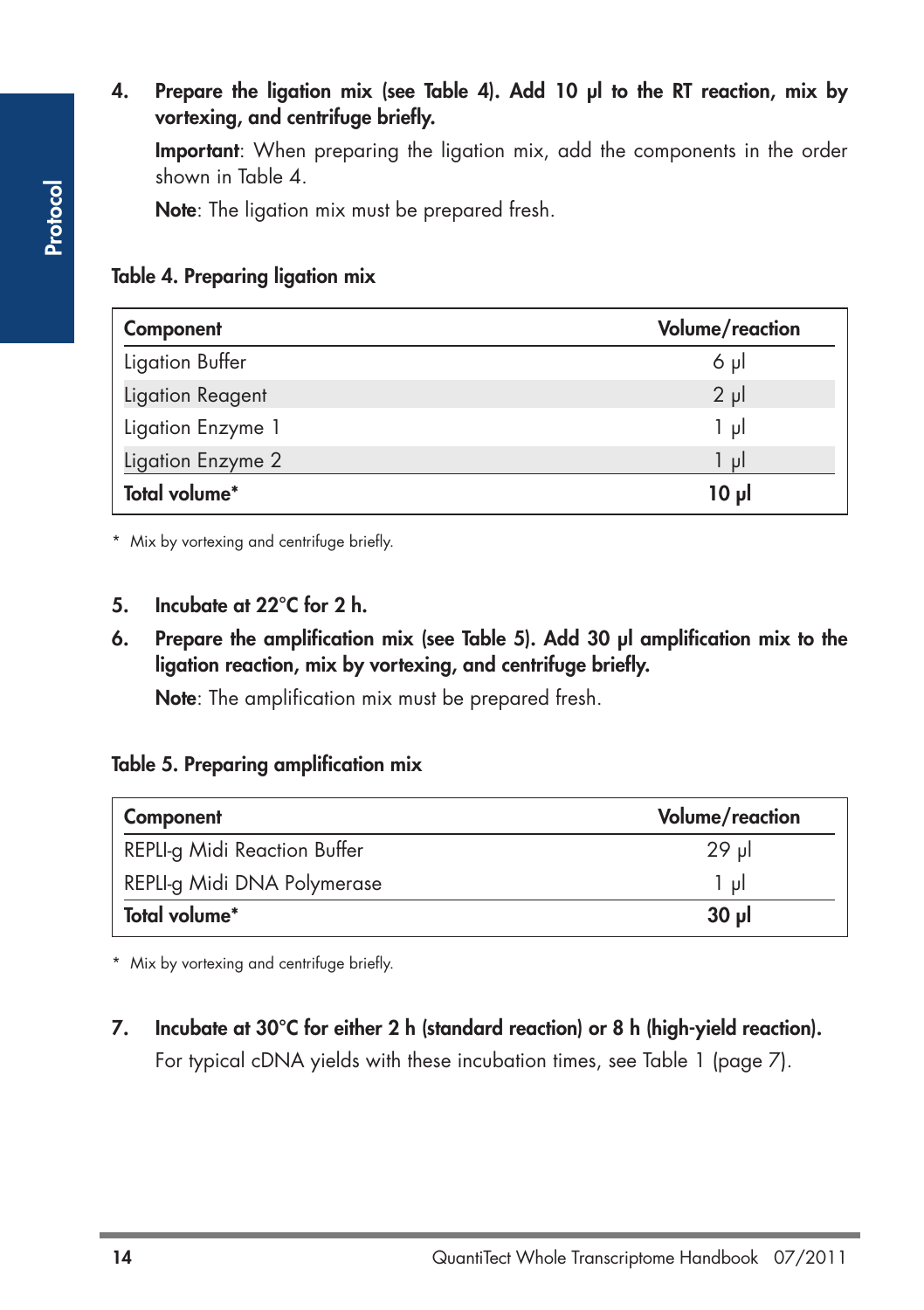4. **Prepare the ligation mix (see Table 4). Add 10 µl to the RT reaction, mix by vortexing, and centrifuge briefly.**

   **Important**: When preparing the ligation mix, add the components in the order shown in Table 4.

   **Note**: The ligation mix must be prepared fresh.

**Table 4. Preparing ligation mix**

| Component | Volume/reaction |
|---|---|
| Ligation Buffer | 6 µl |
| Ligation Reagent | 2 µl |
| Ligation Enzyme 1 | 1 µl |
| Ligation Enzyme 2 | 1 µl |
| **Total volume*** | **10 µl** |

\* Mix by vortexing and centrifuge briefly.

5. **Incubate at 22°C for 2 h.**
6. **Prepare the amplification mix (see Table 5). Add 30 µl amplification mix to the ligation reaction, mix by vortexing, and centrifuge briefly.**

   **Note**: The amplification mix must be prepared fresh.

**Table 5. Preparing amplification mix**

| Component | Volume/reaction |
|---|---|
| REPLI-g Midi Reaction Buffer | 29 µl |
| REPLI-g Midi DNA Polymerase | 1 µl |
| **Total volume*** | **30 µl** |

\* Mix by vortexing and centrifuge briefly.

7. **Incubate at 30°C for either 2 h (standard reaction) or 8 h (high-yield reaction).**

   For typical cDNA yields with these incubation times, see Table 1 (page 7).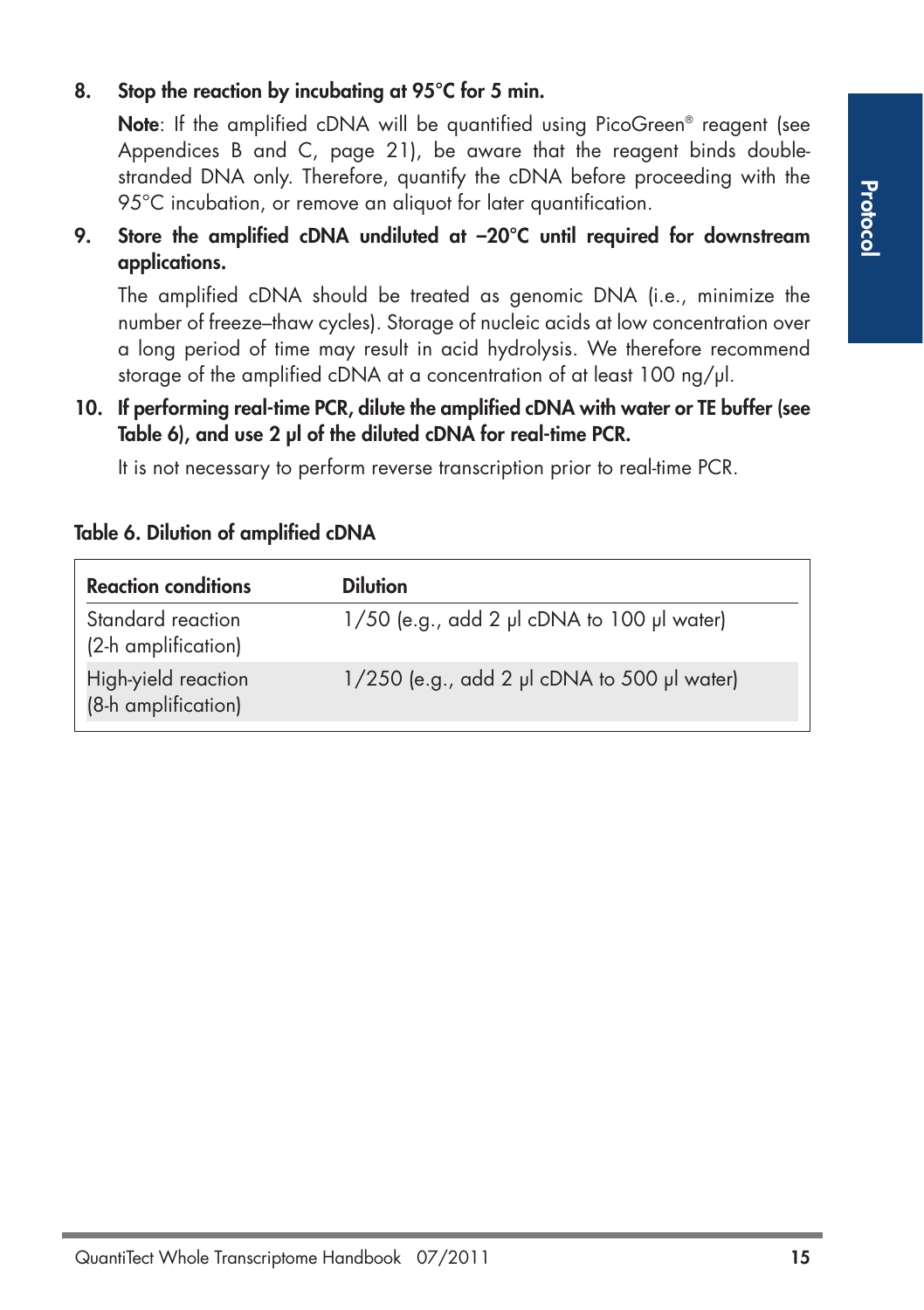8. **Stop the reaction by incubating at 95°C for 5 min.**

   **Note**: If the amplified cDNA will be quantified using PicoGreen® reagent (see Appendices B and C, page 21), be aware that the reagent binds double-stranded DNA only. Therefore, quantify the cDNA before proceeding with the 95°C incubation, or remove an aliquot for later quantification.

9. **Store the amplified cDNA undiluted at −20°C until required for downstream applications.**

   The amplified cDNA should be treated as genomic DNA (i.e., minimize the number of freeze–thaw cycles). Storage of nucleic acids at low concentration over a long period of time may result in acid hydrolysis. We therefore recommend storage of the amplified cDNA at a concentration of at least 100 ng/µl.

10. **If performing real-time PCR, dilute the amplified cDNA with water or TE buffer (see Table 6), and use 2 µl of the diluted cDNA for real-time PCR.**

    It is not necessary to perform reverse transcription prior to real-time PCR.

**Table 6. Dilution of amplified cDNA**

| Reaction conditions | Dilution |
|---|---|
| Standard reaction (2-h amplification) | 1/50 (e.g., add 2 µl cDNA to 100 µl water) |
| High-yield reaction (8-h amplification) | 1/250 (e.g., add 2 µl cDNA to 500 µl water) |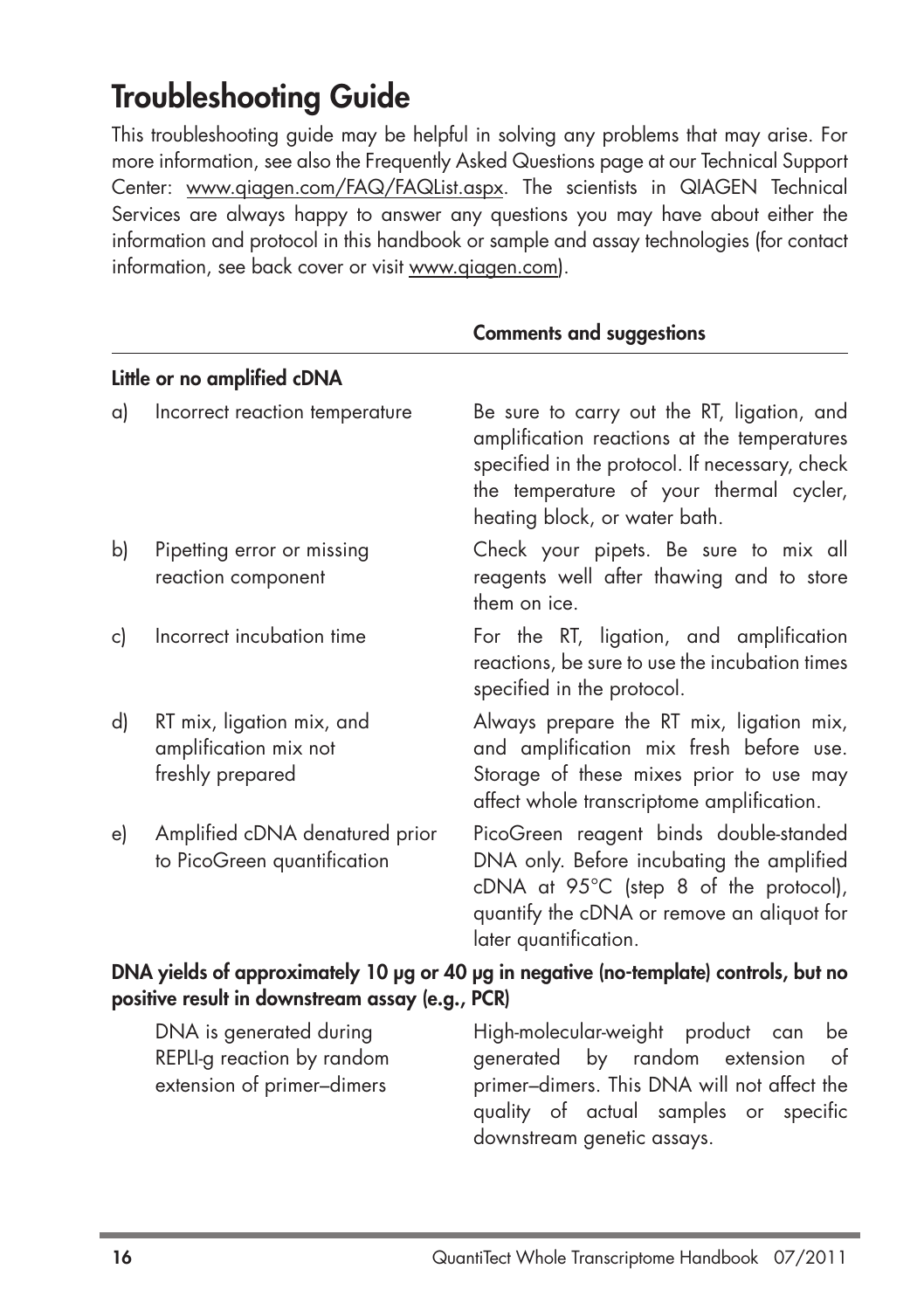# Troubleshooting Guide

This troubleshooting guide may be helpful in solving any problems that may arise. For more information, see also the Frequently Asked Questions page at our Technical Support Center: www.qiagen.com/FAQ/FAQList.aspx. The scientists in QIAGEN Technical Services are always happy to answer any questions you may have about either the information and protocol in this handbook or sample and assay technologies (for contact information, see back cover or visit www.qiagen.com).

| | | Comments and suggestions |
|---|---|---|
| **Little or no amplified cDNA** | | |
| a) | Incorrect reaction temperature | Be sure to carry out the RT, ligation, and amplification reactions at the temperatures specified in the protocol. If necessary, check the temperature of your thermal cycler, heating block, or water bath. |
| b) | Pipetting error or missing reaction component | Check your pipets. Be sure to mix all reagents well after thawing and to store them on ice. |
| c) | Incorrect incubation time | For the RT, ligation, and amplification reactions, be sure to use the incubation times specified in the protocol. |
| d) | RT mix, ligation mix, and amplification mix not freshly prepared | Always prepare the RT mix, ligation mix, and amplification mix fresh before use. Storage of these mixes prior to use may affect whole transcriptome amplification. |
| e) | Amplified cDNA denatured prior to PicoGreen quantification | PicoGreen reagent binds double-standed DNA only. Before incubating the amplified cDNA at 95°C (step 8 of the protocol), quantify the cDNA or remove an aliquot for later quantification. |
| **DNA yields of approximately 10 µg or 40 µg in negative (no-template) controls, but no positive result in downstream assay (e.g., PCR)** | | |
| | DNA is generated during REPLI-g reaction by random extension of primer–dimers | High-molecular-weight product can be generated by random extension of primer–dimers. This DNA will not affect the quality of actual samples or specific downstream genetic assays. |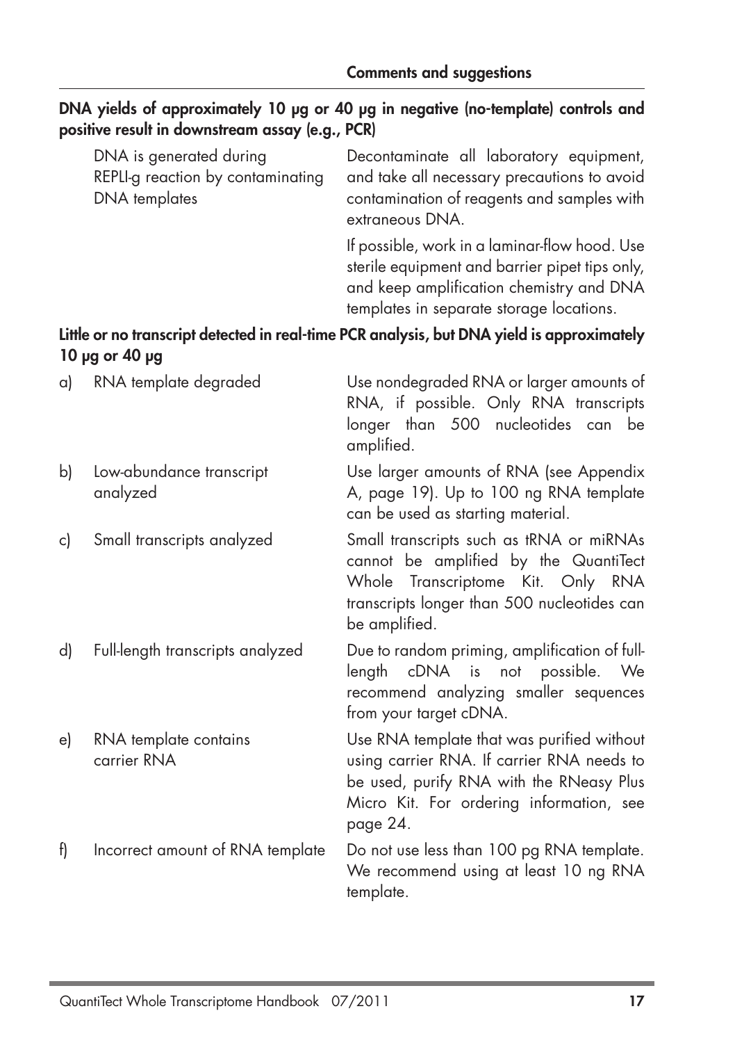| | Comments and suggestions |
|---|---|
| **DNA yields of approximately 10 µg or 40 µg in negative (no-template) controls and positive result in downstream assay (e.g., PCR)** | |
| DNA is generated during REPLI-g reaction by contaminating DNA templates | Decontaminate all laboratory equipment, and take all necessary precautions to avoid contamination of reagents and samples with extraneous DNA.<br><br>If possible, work in a laminar-flow hood. Use sterile equipment and barrier pipet tips only, and keep amplification chemistry and DNA templates in separate storage locations. |
| **Little or no transcript detected in real-time PCR analysis, but DNA yield is approximately 10 µg or 40 µg** | |
| a) RNA template degraded | Use nondegraded RNA or larger amounts of RNA, if possible. Only RNA transcripts longer than 500 nucleotides can be amplified. |
| b) Low-abundance transcript analyzed | Use larger amounts of RNA (see Appendix A, page 19). Up to 100 ng RNA template can be used as starting material. |
| c) Small transcripts analyzed | Small transcripts such as tRNA or miRNAs cannot be amplified by the QuantiTect Whole Transcriptome Kit. Only RNA transcripts longer than 500 nucleotides can be amplified. |
| d) Full-length transcripts analyzed | Due to random priming, amplification of full-length cDNA is not possible. We recommend analyzing smaller sequences from your target cDNA. |
| e) RNA template contains carrier RNA | Use RNA template that was purified without using carrier RNA. If carrier RNA needs to be used, purify RNA with the RNeasy Plus Micro Kit. For ordering information, see page 24. |
| f) Incorrect amount of RNA template | Do not use less than 100 pg RNA template. We recommend using at least 10 ng RNA template. |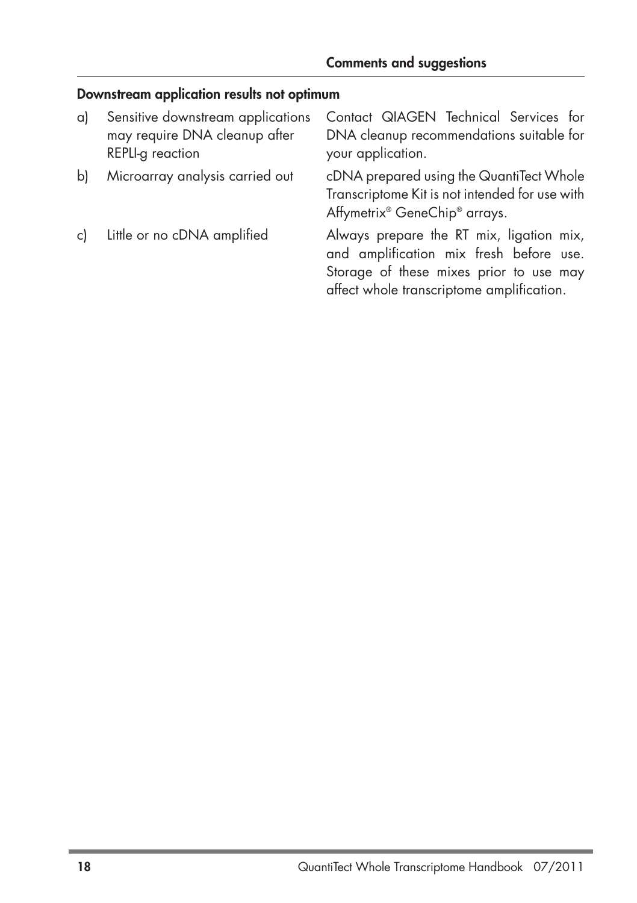| | | Comments and suggestions |
|---|---|---|
| **Downstream application results not optimum** | | |
| a) | Sensitive downstream applications may require DNA cleanup after REPLI-g reaction | Contact QIAGEN Technical Services for DNA cleanup recommendations suitable for your application. |
| b) | Microarray analysis carried out | cDNA prepared using the QuantiTect Whole Transcriptome Kit is not intended for use with Affymetrix® GeneChip® arrays. |
| c) | Little or no cDNA amplified | Always prepare the RT mix, ligation mix, and amplification mix fresh before use. Storage of these mixes prior to use may affect whole transcriptome amplification. |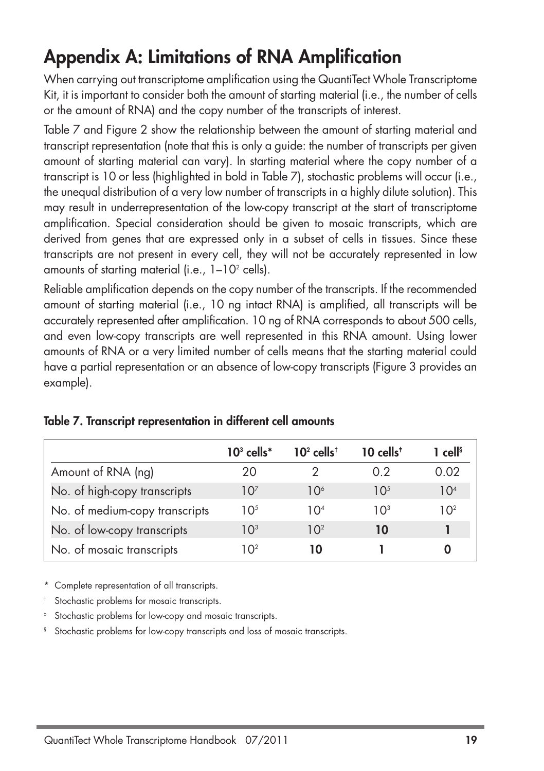# Appendix A: Limitations of RNA Amplification

When carrying out transcriptome amplification using the QuantiTect Whole Transcriptome Kit, it is important to consider both the amount of starting material (i.e., the number of cells or the amount of RNA) and the copy number of the transcripts of interest.

Table 7 and Figure 2 show the relationship between the amount of starting material and transcript representation (note that this is only a guide: the number of transcripts per given amount of starting material can vary). In starting material where the copy number of a transcript is 10 or less (highlighted in bold in Table 7), stochastic problems will occur (i.e., the unequal distribution of a very low number of transcripts in a highly dilute solution). This may result in underrepresentation of the low-copy transcript at the start of transcriptome amplification. Special consideration should be given to mosaic transcripts, which are derived from genes that are expressed only in a subset of cells in tissues. Since these transcripts are not present in every cell, they will not be accurately represented in low amounts of starting material (i.e., $1$–$10^2$ cells).

Reliable amplification depends on the copy number of the transcripts. If the recommended amount of starting material (i.e., 10 ng intact RNA) is amplified, all transcripts will be accurately represented after amplification. 10 ng of RNA corresponds to about 500 cells, and even low-copy transcripts are well represented in this RNA amount. Using lower amounts of RNA or a very limited number of cells means that the starting material could have a partial representation or an absence of low-copy transcripts (Figure 3 provides an example).

**Table 7. Transcript representation in different cell amounts**

| | $10^3$ cells* | $10^2$ cells† | 10 cells‡ | 1 cell§ |
|---|---|---|---|---|
| Amount of RNA (ng) | 20 | 2 | 0.2 | 0.02 |
| No. of high-copy transcripts | $10^7$ | $10^6$ | $10^5$ | $10^4$ |
| No. of medium-copy transcripts | $10^5$ | $10^4$ | $10^3$ | $10^2$ |
| No. of low-copy transcripts | $10^3$ | $10^2$ | **10** | **1** |
| No. of mosaic transcripts | $10^2$ | **10** | **1** | **0** |

\* Complete representation of all transcripts.

† Stochastic problems for mosaic transcripts.

‡ Stochastic problems for low-copy and mosaic transcripts.

§ Stochastic problems for low-copy transcripts and loss of mosaic transcripts.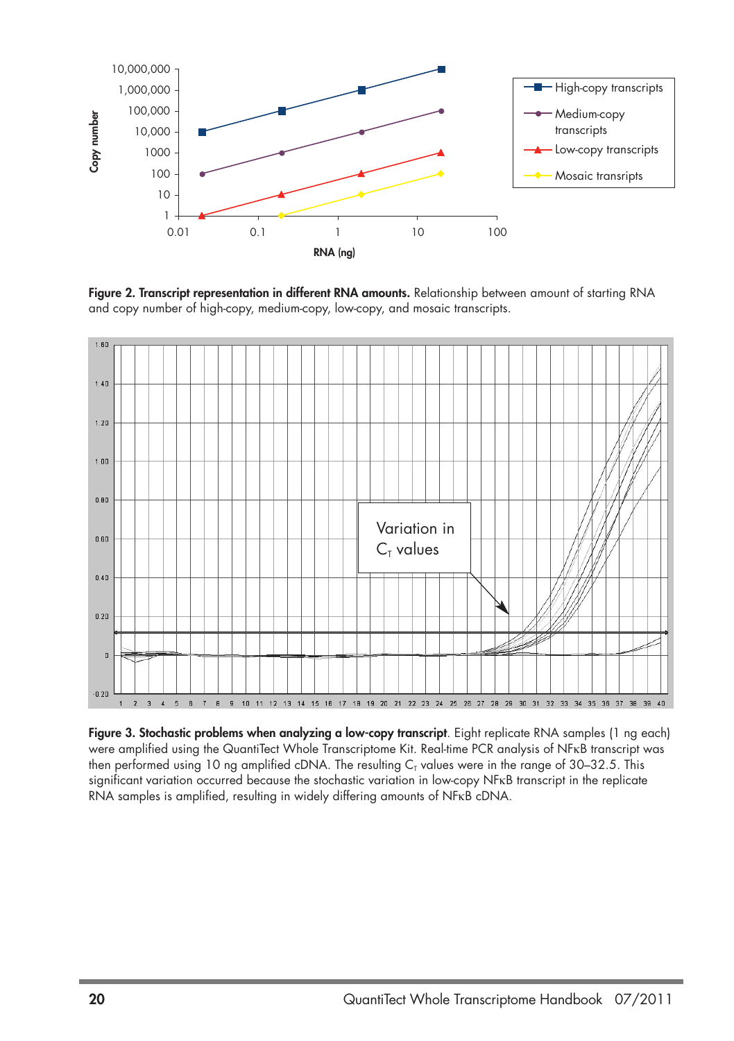**Figure 2. Transcript representation in different RNA amounts.** Relationship between amount of starting RNA and copy number of high-copy, medium-copy, low-copy, and mosaic transcripts.

**Figure 3. Stochastic problems when analyzing a low-copy transcript**. Eight replicate RNA samples (1 ng each) were amplified using the QuantiTect Whole Transcriptome Kit. Real-time PCR analysis of NFκB transcript was then performed using 10 ng amplified cDNA. The resulting $C_T$ values were in the range of 30–32.5. This significant variation occurred because the stochastic variation in low-copy NFκB transcript in the replicate RNA samples is amplified, resulting in widely differing amounts of NFκB cDNA.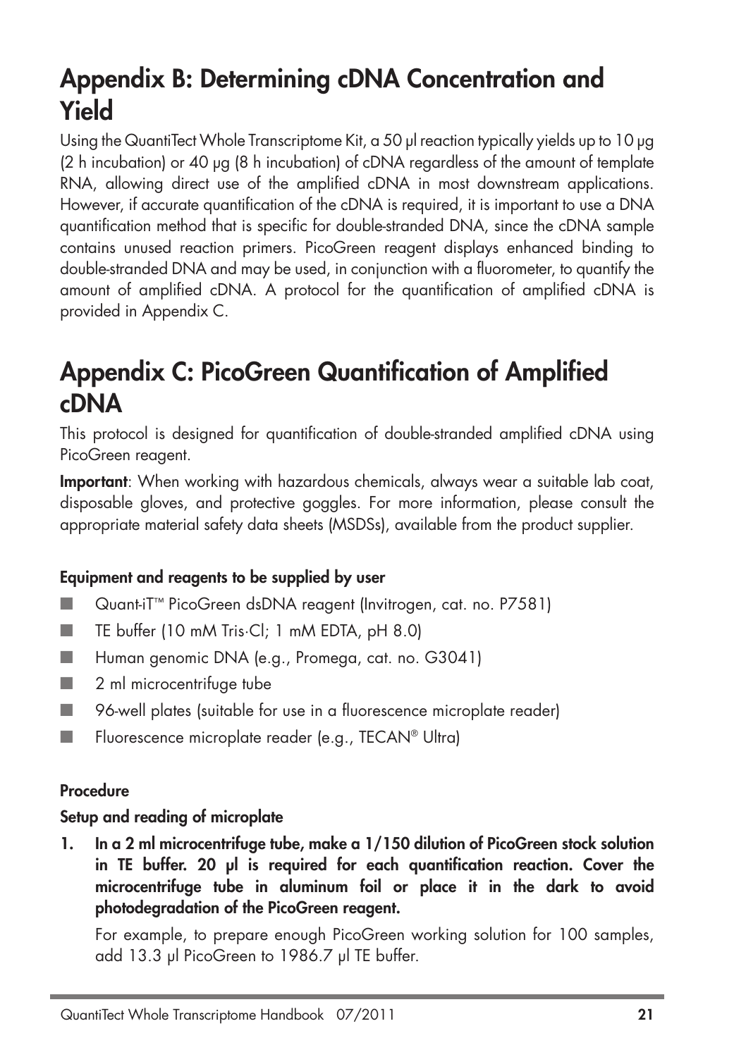# Appendix B: Determining cDNA Concentration and Yield

Using the QuantiTect Whole Transcriptome Kit, a 50 µl reaction typically yields up to 10 µg (2 h incubation) or 40 µg (8 h incubation) of cDNA regardless of the amount of template RNA, allowing direct use of the amplified cDNA in most downstream applications. However, if accurate quantification of the cDNA is required, it is important to use a DNA quantification method that is specific for double-stranded DNA, since the cDNA sample contains unused reaction primers. PicoGreen reagent displays enhanced binding to double-stranded DNA and may be used, in conjunction with a fluorometer, to quantify the amount of amplified cDNA. A protocol for the quantification of amplified cDNA is provided in Appendix C.

# Appendix C: PicoGreen Quantification of Amplified cDNA

This protocol is designed for quantification of double-stranded amplified cDNA using PicoGreen reagent.

**Important**: When working with hazardous chemicals, always wear a suitable lab coat, disposable gloves, and protective goggles. For more information, please consult the appropriate material safety data sheets (MSDSs), available from the product supplier.

### Equipment and reagents to be supplied by user

- Quant-iT™ PicoGreen dsDNA reagent (Invitrogen, cat. no. P7581)
- TE buffer (10 mM Tris·Cl; 1 mM EDTA, pH 8.0)
- Human genomic DNA (e.g., Promega, cat. no. G3041)
- 2 ml microcentrifuge tube
- 96-well plates (suitable for use in a fluorescence microplate reader)
- Fluorescence microplate reader (e.g., TECAN® Ultra)

### Procedure

#### Setup and reading of microplate

1. **In a 2 ml microcentrifuge tube, make a 1/150 dilution of PicoGreen stock solution in TE buffer. 20 µl is required for each quantification reaction. Cover the microcentrifuge tube in aluminum foil or place it in the dark to avoid photodegradation of the PicoGreen reagent.**

   For example, to prepare enough PicoGreen working solution for 100 samples, add 13.3 µl PicoGreen to 1986.7 µl TE buffer.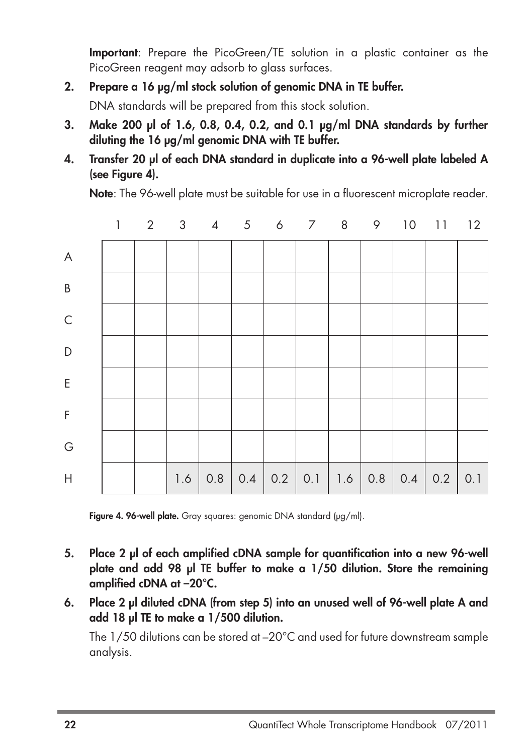**Important**: Prepare the PicoGreen/TE solution in a plastic container as the PicoGreen reagent may adsorb to glass surfaces.

2. **Prepare a 16 µg/ml stock solution of genomic DNA in TE buffer.**

   DNA standards will be prepared from this stock solution.

3. **Make 200 µl of 1.6, 0.8, 0.4, 0.2, and 0.1 µg/ml DNA standards by further diluting the 16 µg/ml genomic DNA with TE buffer.**

4. **Transfer 20 µl of each DNA standard in duplicate into a 96-well plate labeled A (see Figure 4).**

   **Note**: The 96-well plate must be suitable for use in a fluorescent microplate reader.

| | 1 | 2 | 3 | 4 | 5 | 6 | 7 | 8 | 9 | 10 | 11 | 12 |
|---|---|---|---|---|---|---|---|---|---|---|---|---|
| A | | | | | | | | | | | | |
| B | | | | | | | | | | | | |
| C | | | | | | | | | | | | |
| D | | | | | | | | | | | | |
| E | | | | | | | | | | | | |
| F | | | | | | | | | | | | |
| G | | | | | | | | | | | | |
| H | | | 1.6 | 0.8 | 0.4 | 0.2 | 0.1 | 1.6 | 0.8 | 0.4 | 0.2 | 0.1 |

**Figure 4. 96-well plate.** Gray squares: genomic DNA standard (µg/ml).

5. **Place 2 µl of each amplified cDNA sample for quantification into a new 96-well plate and add 98 µl TE buffer to make a 1/50 dilution. Store the remaining amplified cDNA at –20°C.**

6. **Place 2 µl diluted cDNA (from step 5) into an unused well of 96-well plate A and add 18 µl TE to make a 1/500 dilution.**

   The 1/50 dilutions can be stored at –20°C and used for future downstream sample analysis.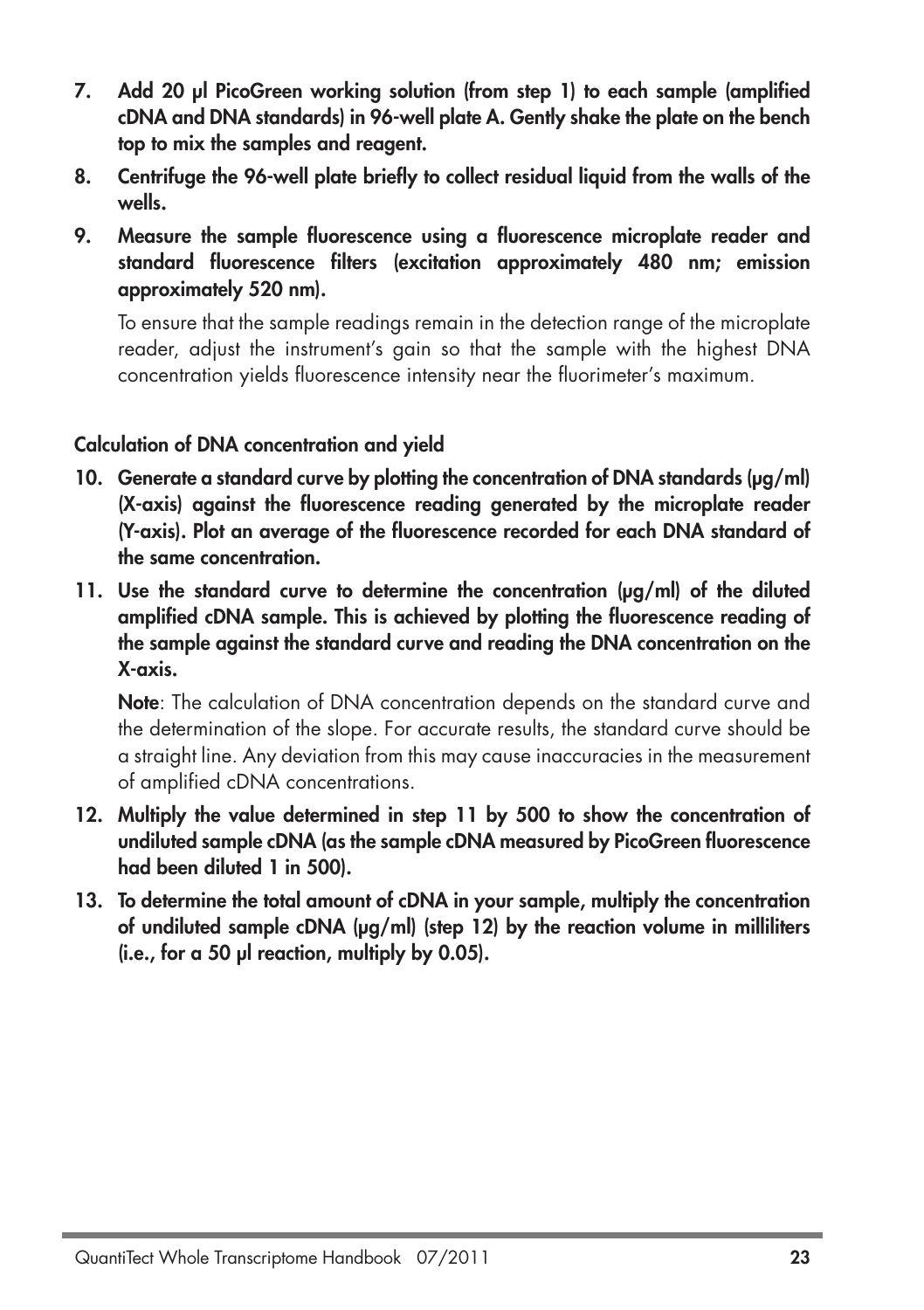7. **Add 20 µl PicoGreen working solution (from step 1) to each sample (amplified cDNA and DNA standards) in 96-well plate A. Gently shake the plate on the bench top to mix the samples and reagent.**
8. **Centrifuge the 96-well plate briefly to collect residual liquid from the walls of the wells.**
9. **Measure the sample fluorescence using a fluorescence microplate reader and standard fluorescence filters (excitation approximately 480 nm; emission approximately 520 nm).**

   To ensure that the sample readings remain in the detection range of the microplate reader, adjust the instrument's gain so that the sample with the highest DNA concentration yields fluorescence intensity near the fluorimeter's maximum.

**Calculation of DNA concentration and yield**

10. **Generate a standard curve by plotting the concentration of DNA standards (µg/ml) (X-axis) against the fluorescence reading generated by the microplate reader (Y-axis). Plot an average of the fluorescence recorded for each DNA standard of the same concentration.**
11. **Use the standard curve to determine the concentration (µg/ml) of the diluted amplified cDNA sample. This is achieved by plotting the fluorescence reading of the sample against the standard curve and reading the DNA concentration on the X-axis.**

    **Note**: The calculation of DNA concentration depends on the standard curve and the determination of the slope. For accurate results, the standard curve should be a straight line. Any deviation from this may cause inaccuracies in the measurement of amplified cDNA concentrations.
12. **Multiply the value determined in step 11 by 500 to show the concentration of undiluted sample cDNA (as the sample cDNA measured by PicoGreen fluorescence had been diluted 1 in 500).**
13. **To determine the total amount of cDNA in your sample, multiply the concentration of undiluted sample cDNA (µg/ml) (step 12) by the reaction volume in milliliters (i.e., for a 50 µl reaction, multiply by 0.05).**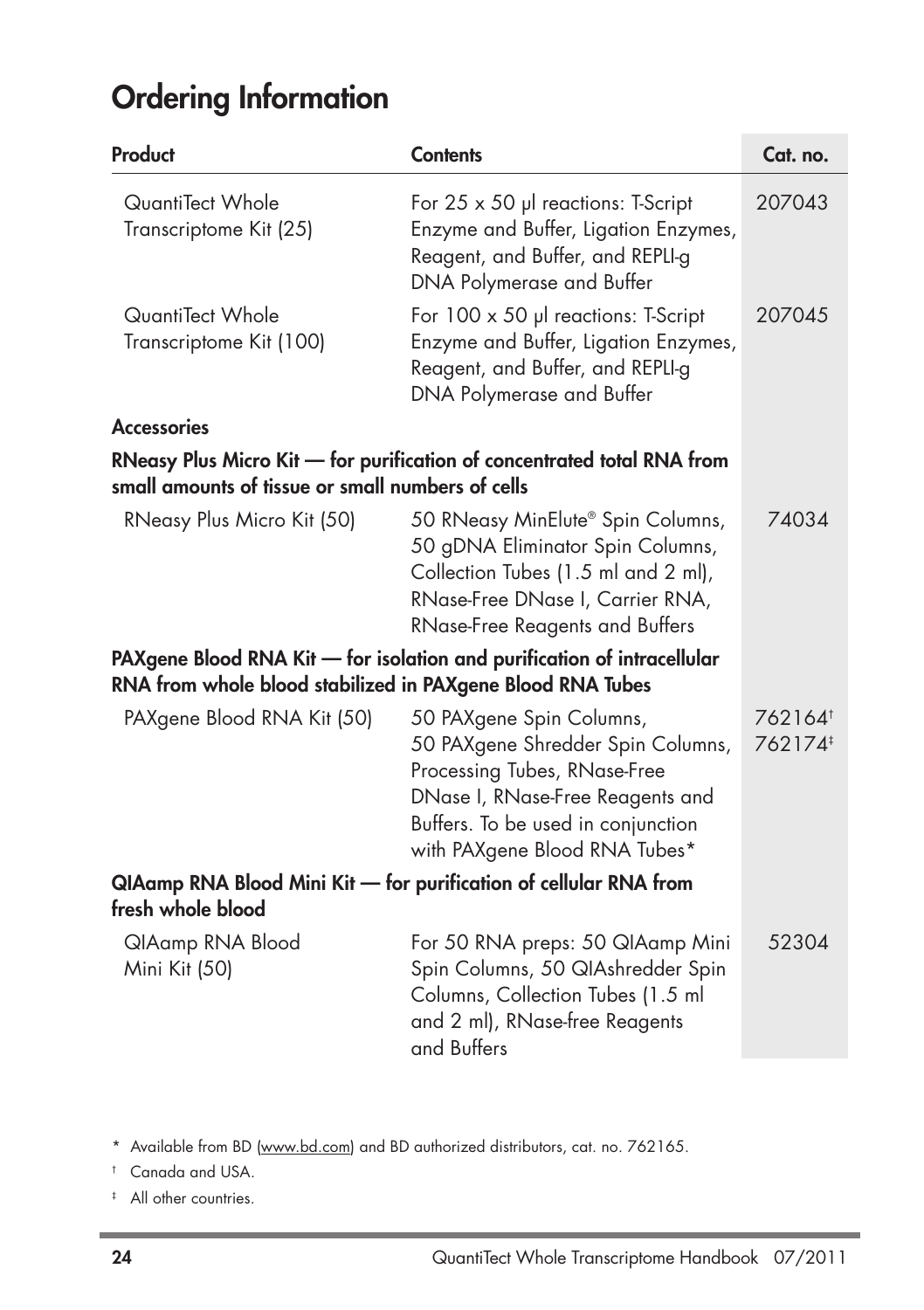# Ordering Information

| Product | Contents | Cat. no. |
|---|---|---|
| QuantiTect Whole Transcriptome Kit (25) | For 25 x 50 µl reactions: T-Script Enzyme and Buffer, Ligation Enzymes, Reagent, and Buffer, and REPLI-g DNA Polymerase and Buffer | 207043 |
| QuantiTect Whole Transcriptome Kit (100) | For 100 x 50 µl reactions: T-Script Enzyme and Buffer, Ligation Enzymes, Reagent, and Buffer, and REPLI-g DNA Polymerase and Buffer | 207045 |
| **Accessories** | | |
| **RNeasy Plus Micro Kit — for purification of concentrated total RNA from small amounts of tissue or small numbers of cells** | | |
| RNeasy Plus Micro Kit (50) | 50 RNeasy MinElute® Spin Columns, 50 gDNA Eliminator Spin Columns, Collection Tubes (1.5 ml and 2 ml), RNase-Free DNase I, Carrier RNA, RNase-Free Reagents and Buffers | 74034 |
| **PAXgene Blood RNA Kit — for isolation and purification of intracellular RNA from whole blood stabilized in PAXgene Blood RNA Tubes** | | |
| PAXgene Blood RNA Kit (50) | 50 PAXgene Spin Columns, 50 PAXgene Shredder Spin Columns, Processing Tubes, RNase-Free DNase I, RNase-Free Reagents and Buffers. To be used in conjunction with PAXgene Blood RNA Tubes* | 762164† 762174‡ |
| **QIAamp RNA Blood Mini Kit — for purification of cellular RNA from fresh whole blood** | | |
| QIAamp RNA Blood Mini Kit (50) | For 50 RNA preps: 50 QIAamp Mini Spin Columns, 50 QIAshredder Spin Columns, Collection Tubes (1.5 ml and 2 ml), RNase-free Reagents and Buffers | 52304 |

\* Available from BD (www.bd.com) and BD authorized distributors, cat. no. 762165.

† Canada and USA.

‡ All other countries.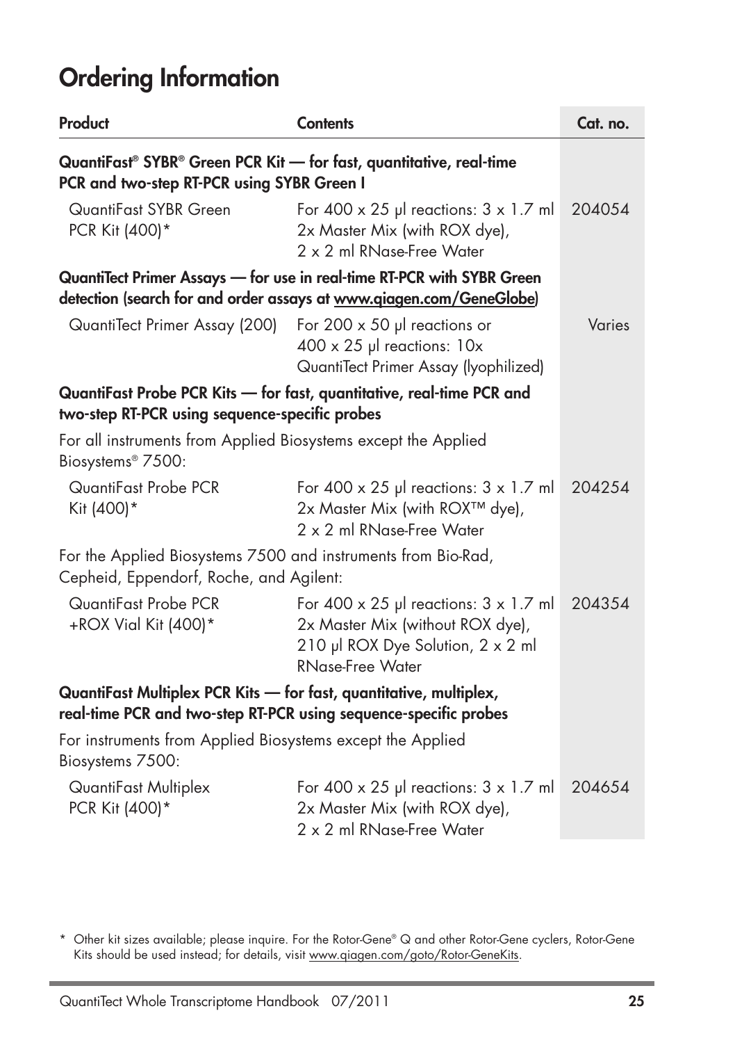# Ordering Information

| Product | Contents | Cat. no. |
|---|---|---|
| **QuantiFast® SYBR® Green PCR Kit — for fast, quantitative, real-time PCR and two-step RT-PCR using SYBR Green I** | | |
| QuantiFast SYBR Green PCR Kit (400)* | For 400 x 25 µl reactions: 3 x 1.7 ml 2x Master Mix (with ROX dye), 2 x 2 ml RNase-Free Water | 204054 |
| **QuantiTect Primer Assays — for use in real-time RT-PCR with SYBR Green detection (search for and order assays at www.qiagen.com/GeneGlobe)** | | |
| QuantiTect Primer Assay (200) | For 200 x 50 µl reactions or 400 x 25 µl reactions: 10x QuantiTect Primer Assay (lyophilized) | Varies |
| **QuantiFast Probe PCR Kits — for fast, quantitative, real-time PCR and two-step RT-PCR using sequence-specific probes** | | |
| For all instruments from Applied Biosystems except the Applied Biosystems® 7500: | | |
| QuantiFast Probe PCR Kit (400)* | For 400 x 25 µl reactions: 3 x 1.7 ml 2x Master Mix (with ROX™ dye), 2 x 2 ml RNase-Free Water | 204254 |
| For the Applied Biosystems 7500 and instruments from Bio-Rad, Cepheid, Eppendorf, Roche, and Agilent: | | |
| QuantiFast Probe PCR +ROX Vial Kit (400)* | For 400 x 25 µl reactions: 3 x 1.7 ml 2x Master Mix (without ROX dye), 210 µl ROX Dye Solution, 2 x 2 ml RNase-Free Water | 204354 |
| **QuantiFast Multiplex PCR Kits — for fast, quantitative, multiplex, real-time PCR and two-step RT-PCR using sequence-specific probes** | | |
| For instruments from Applied Biosystems except the Applied Biosystems 7500: | | |
| QuantiFast Multiplex PCR Kit (400)* | For 400 x 25 µl reactions: 3 x 1.7 ml 2x Master Mix (with ROX dye), 2 x 2 ml RNase-Free Water | 204654 |

\* Other kit sizes available; please inquire. For the Rotor-Gene® Q and other Rotor-Gene cyclers, Rotor-Gene Kits should be used instead; for details, visit www.qiagen.com/goto/Rotor-GeneKits.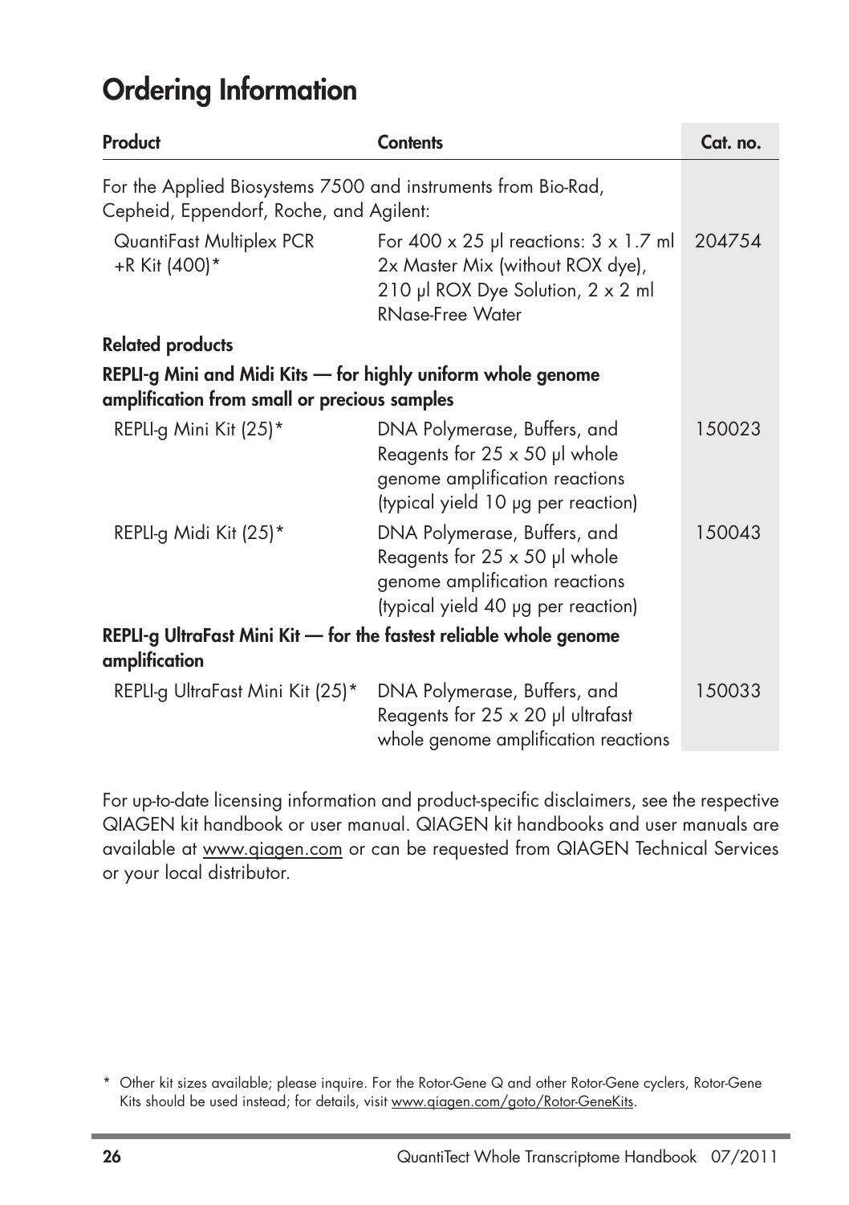# Ordering Information

| Product | Contents | Cat. no. |
|---|---|---|
| For the Applied Biosystems 7500 and instruments from Bio-Rad, Cepheid, Eppendorf, Roche, and Agilent: | | |
| QuantiFast Multiplex PCR +R Kit (400)* | For 400 x 25 µl reactions: 3 x 1.7 ml 2x Master Mix (without ROX dye), 210 µl ROX Dye Solution, 2 x 2 ml RNase-Free Water | 204754 |
| **Related products** | | |
| **REPLI-g Mini and Midi Kits — for highly uniform whole genome amplification from small or precious samples** | | |
| REPLI-g Mini Kit (25)* | DNA Polymerase, Buffers, and Reagents for 25 x 50 µl whole genome amplification reactions (typical yield 10 µg per reaction) | 150023 |
| REPLI-g Midi Kit (25)* | DNA Polymerase, Buffers, and Reagents for 25 x 50 µl whole genome amplification reactions (typical yield 40 µg per reaction) | 150043 |
| **REPLI-g UltraFast Mini Kit — for the fastest reliable whole genome amplification** | | |
| REPLI-g UltraFast Mini Kit (25)* | DNA Polymerase, Buffers, and Reagents for 25 x 20 µl ultrafast whole genome amplification reactions | 150033 |

For up-to-date licensing information and product-specific disclaimers, see the respective QIAGEN kit handbook or user manual. QIAGEN kit handbooks and user manuals are available at www.qiagen.com or can be requested from QIAGEN Technical Services or your local distributor.

\* Other kit sizes available; please inquire. For the Rotor-Gene Q and other Rotor-Gene cyclers, Rotor-Gene Kits should be used instead; for details, visit www.qiagen.com/goto/Rotor-GeneKits.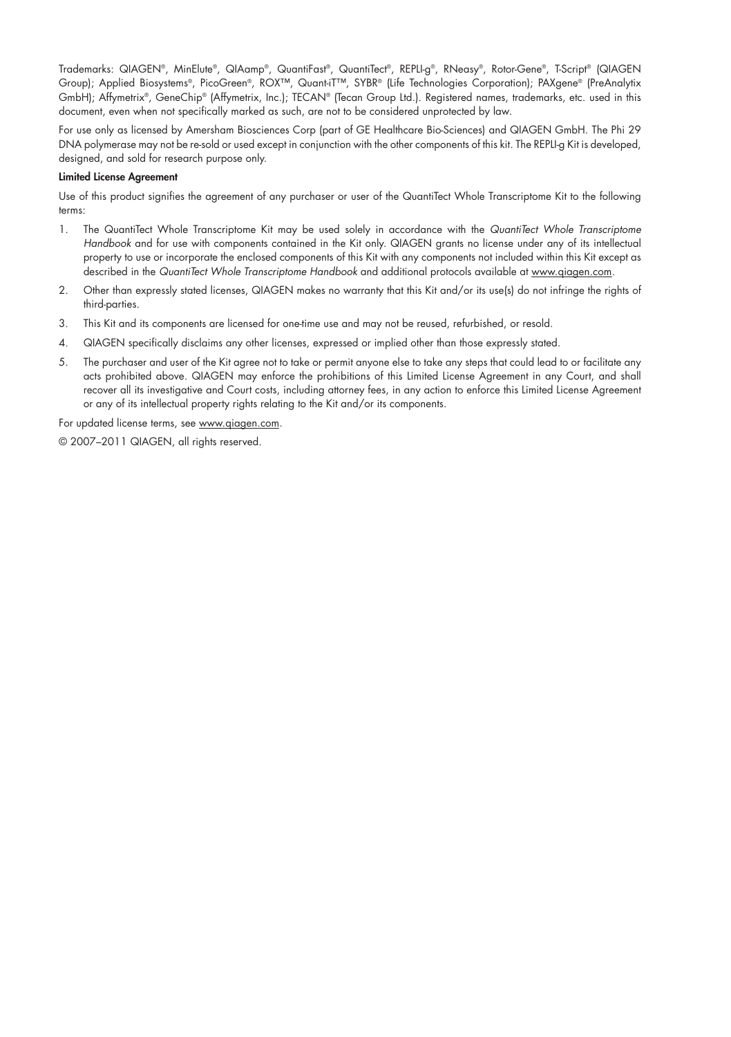Trademarks: QIAGEN®, MinElute®, QIAamp®, QuantiFast®, QuantiTect®, REPLI-g®, RNeasy®, Rotor-Gene®, T-Script® (QIAGEN Group); Applied Biosystems®, PicoGreen®, ROX™, Quant-iT™, SYBR® (Life Technologies Corporation); PAXgene® (PreAnalytix GmbH); Affymetrix®, GeneChip® (Affymetrix, Inc.); TECAN® (Tecan Group Ltd.). Registered names, trademarks, etc. used in this document, even when not specifically marked as such, are not to be considered unprotected by law.

For use only as licensed by Amersham Biosciences Corp (part of GE Healthcare Bio-Sciences) and QIAGEN GmbH. The Phi 29 DNA polymerase may not be re-sold or used except in conjunction with the other components of this kit. The REPLI-g Kit is developed, designed, and sold for research purpose only.

**Limited License Agreement**

Use of this product signifies the agreement of any purchaser or user of the QuantiTect Whole Transcriptome Kit to the following terms:

1. The QuantiTect Whole Transcriptome Kit may be used solely in accordance with the *QuantiTect Whole Transcriptome Handbook* and for use with components contained in the Kit only. QIAGEN grants no license under any of its intellectual property to use or incorporate the enclosed components of this Kit with any components not included within this Kit except as described in the *QuantiTect Whole Transcriptome Handbook* and additional protocols available at www.qiagen.com.
2. Other than expressly stated licenses, QIAGEN makes no warranty that this Kit and/or its use(s) do not infringe the rights of third-parties.
3. This Kit and its components are licensed for one-time use and may not be reused, refurbished, or resold.
4. QIAGEN specifically disclaims any other licenses, expressed or implied other than those expressly stated.
5. The purchaser and user of the Kit agree not to take or permit anyone else to take any steps that could lead to or facilitate any acts prohibited above. QIAGEN may enforce the prohibitions of this Limited License Agreement in any Court, and shall recover all its investigative and Court costs, including attorney fees, in any action to enforce this Limited License Agreement or any of its intellectual property rights relating to the Kit and/or its components.

For updated license terms, see www.qiagen.com.

© 2007–2011 QIAGEN, all rights reserved.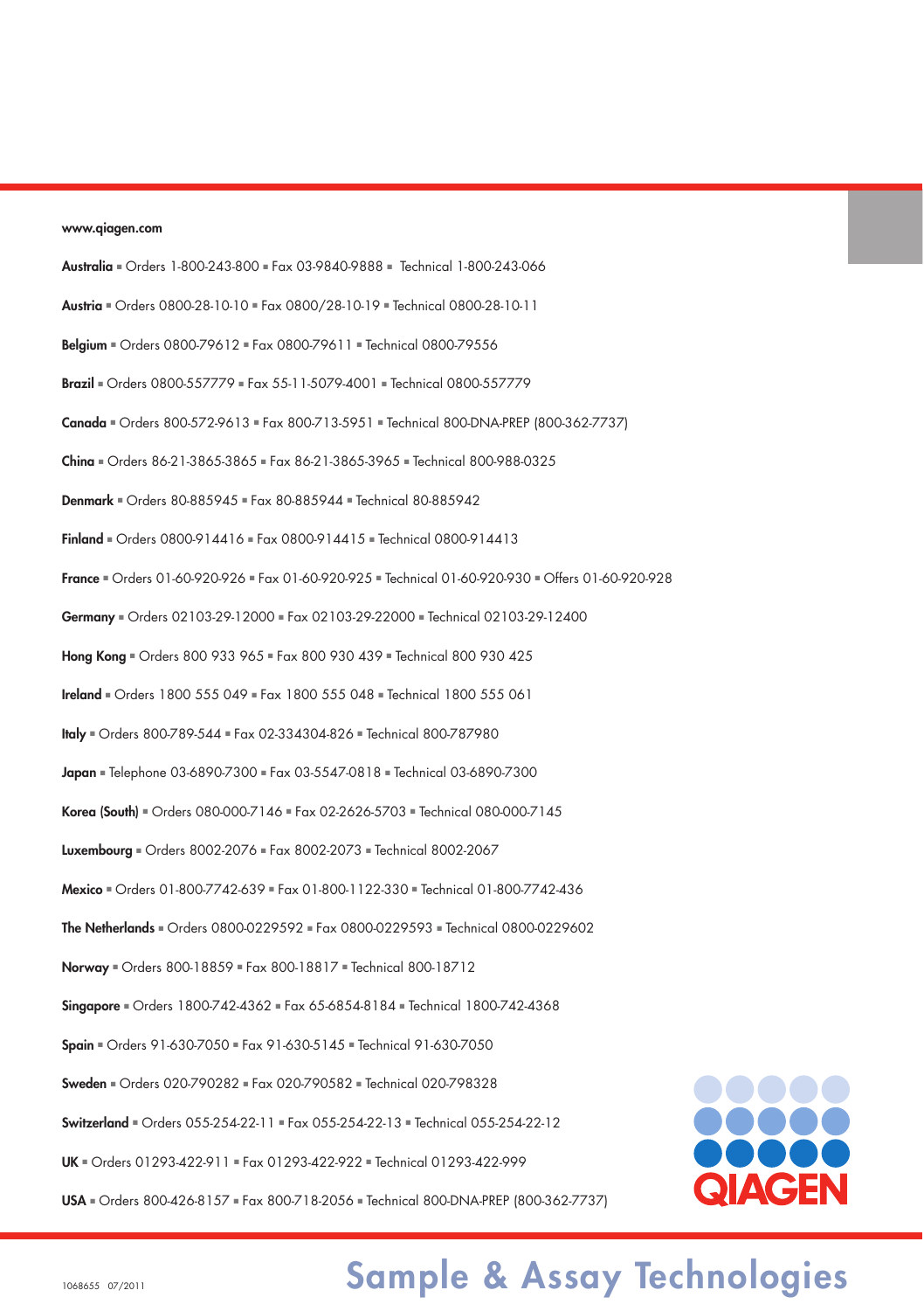www.qiagen.com

**Australia** ▪ Orders 1-800-243-800 ▪ Fax 03-9840-9888 ▪ Technical 1-800-243-066

**Austria** ▪ Orders 0800-28-10-10 ▪ Fax 0800/28-10-19 ▪ Technical 0800-28-10-11

**Belgium** ▪ Orders 0800-79612 ▪ Fax 0800-79611 ▪ Technical 0800-79556

**Brazil** ▪ Orders 0800-557779 ▪ Fax 55-11-5079-4001 ▪ Technical 0800-557779

**Canada** ▪ Orders 800-572-9613 ▪ Fax 800-713-5951 ▪ Technical 800-DNA-PREP (800-362-7737)

**China** ▪ Orders 86-21-3865-3865 ▪ Fax 86-21-3865-3965 ▪ Technical 800-988-0325

**Denmark** ▪ Orders 80-885945 ▪ Fax 80-885944 ▪ Technical 80-885942

**Finland** ▪ Orders 0800-914416 ▪ Fax 0800-914415 ▪ Technical 0800-914413

**France** ▪ Orders 01-60-920-926 ▪ Fax 01-60-920-925 ▪ Technical 01-60-920-930 ▪ Offers 01-60-920-928

**Germany** ▪ Orders 02103-29-12000 ▪ Fax 02103-29-22000 ▪ Technical 02103-29-12400

**Hong Kong** ▪ Orders 800 933 965 ▪ Fax 800 930 439 ▪ Technical 800 930 425

**Ireland** ▪ Orders 1800 555 049 ▪ Fax 1800 555 048 ▪ Technical 1800 555 061

**Italy** ▪ Orders 800-789-544 ▪ Fax 02-334304-826 ▪ Technical 800-787980

**Japan** ▪ Telephone 03-6890-7300 ▪ Fax 03-5547-0818 ▪ Technical 03-6890-7300

**Korea (South)** ▪ Orders 080-000-7146 ▪ Fax 02-2626-5703 ▪ Technical 080-000-7145

**Luxembourg** ▪ Orders 8002-2076 ▪ Fax 8002-2073 ▪ Technical 8002-2067

**Mexico** ▪ Orders 01-800-7742-639 ▪ Fax 01-800-1122-330 ▪ Technical 01-800-7742-436

**The Netherlands** ▪ Orders 0800-0229592 ▪ Fax 0800-0229593 ▪ Technical 0800-0229602

**Norway** ▪ Orders 800-18859 ▪ Fax 800-18817 ▪ Technical 800-18712

**Singapore** ▪ Orders 1800-742-4362 ▪ Fax 65-6854-8184 ▪ Technical 1800-742-4368

**Spain** ▪ Orders 91-630-7050 ▪ Fax 91-630-5145 ▪ Technical 91-630-7050

**Sweden** ▪ Orders 020-790282 ▪ Fax 020-790582 ▪ Technical 020-798328

**Switzerland** ▪ Orders 055-254-22-11 ▪ Fax 055-254-22-13 ▪ Technical 055-254-22-12

**UK** ▪ Orders 01293-422-911 ▪ Fax 01293-422-922 ▪ Technical 01293-422-999

**USA** ▪ Orders 800-426-8157 ▪ Fax 800-718-2056 ▪ Technical 800-DNA-PREP (800-362-7737)

QIAGEN

1068655 07/2011

Sample & Assay Technologies